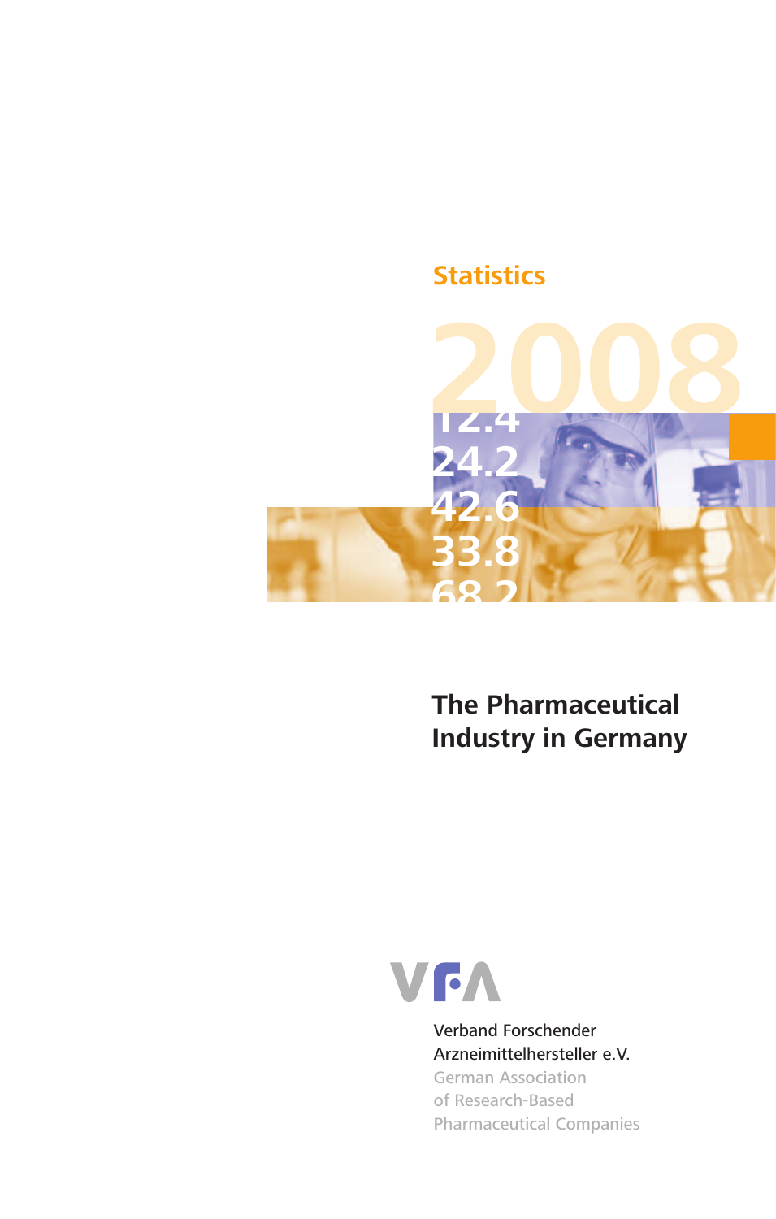Statistics

# 2008

12.4
24.2
42.6
33.8
68.2

# The Pharmaceutical Industry in Germany

VFA

Verband Forschender Arzneimittelhersteller e.V.
German Association of Research-Based Pharmaceutical Companies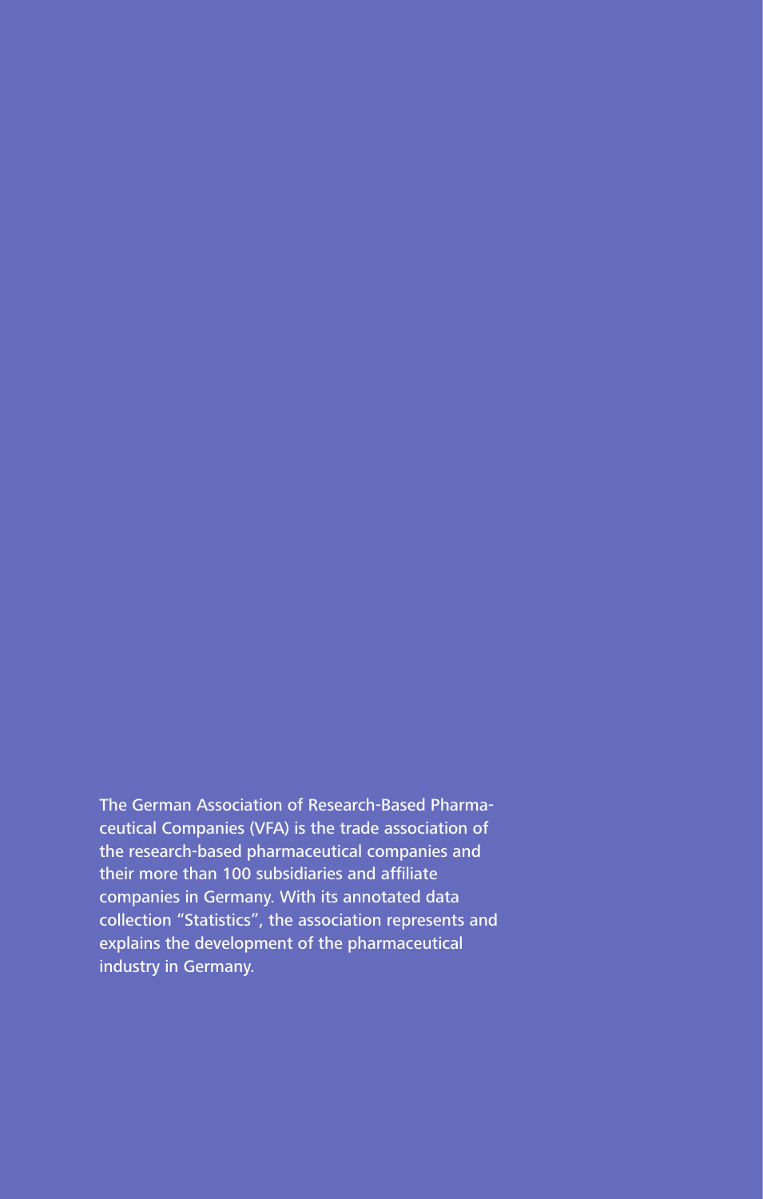The German Association of Research-Based Pharmaceutical Companies (VFA) is the trade association of the research-based pharmaceutical companies and their more than 100 subsidiaries and affiliate companies in Germany. With its annotated data collection "Statistics", the association represents and explains the development of the pharmaceutical industry in Germany.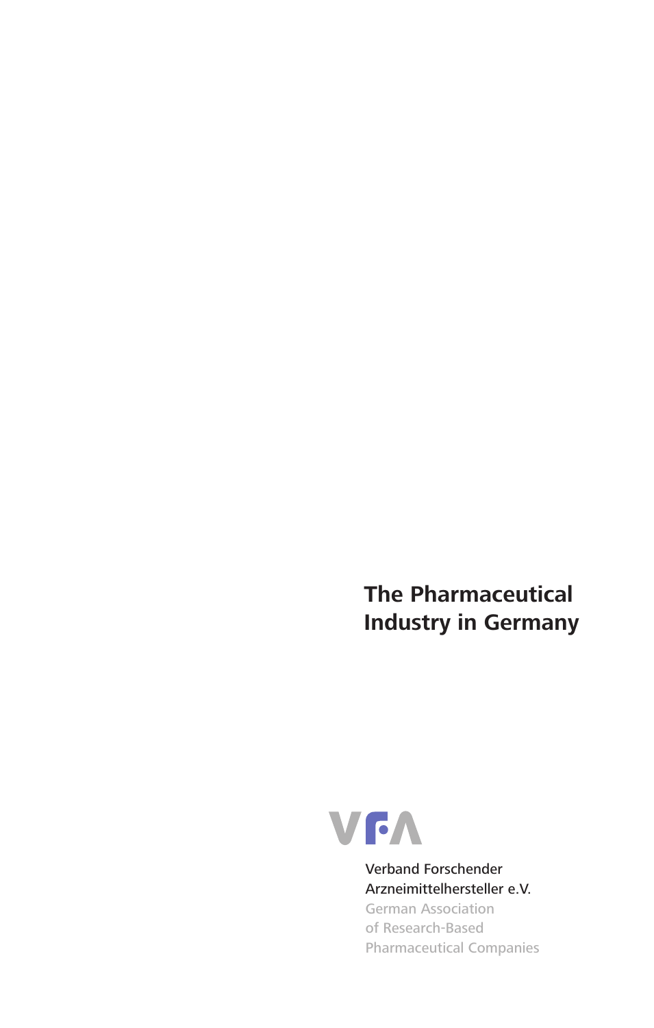# The Pharmaceutical Industry in Germany

VFA

Verband Forschender Arzneimittelhersteller e.V.
German Association of Research-Based Pharmaceutical Companies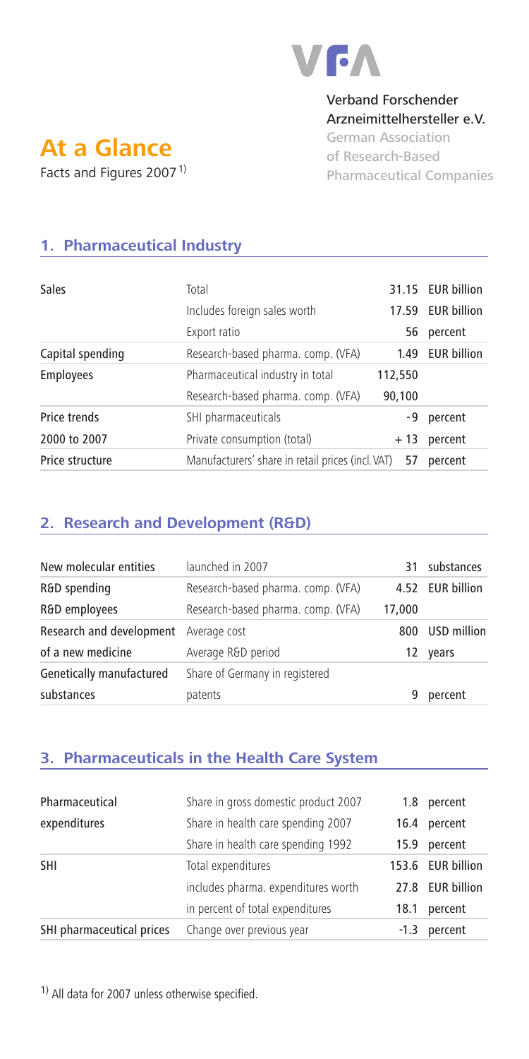VFA

**Verband Forschender Arzneimittelhersteller e.V.**

German Association of Research-Based Pharmaceutical Companies

# At a Glance

Facts and Figures 2007[1)]

## 1. Pharmaceutical Industry

| | | | |
|---|---|---|---|
| Sales | Total | 31.15 | EUR billion |
| | Includes foreign sales worth | 17.59 | EUR billion |
| | Export ratio | 56 | percent |
| Capital spending | Research-based pharma. comp. (VFA) | 1.49 | EUR billion |
| Employees | Pharmaceutical industry in total | 112,550 | |
| | Research-based pharma. comp. (VFA) | 90,100 | |
| Price trends | SHI pharmaceuticals | -9 | percent |
| 2000 to 2007 | Private consumption (total) | + 13 | percent |
| Price structure | Manufacturers' share in retail prices (incl. VAT) | 57 | percent |

## 2. Research and Development (R&D)

| | | | |
|---|---|---|---|
| New molecular entities | launched in 2007 | 31 | substances |
| R&D spending | Research-based pharma. comp. (VFA) | 4.52 | EUR billion |
| R&D employees | Research-based pharma. comp. (VFA) | 17,000 | |
| Research and development | Average cost | 800 | USD million |
| of a new medicine | Average R&D period | 12 | years |
| Genetically manufactured substances | Share of Germany in registered patents | 9 | percent |

## 3. Pharmaceuticals in the Health Care System

| | | | |
|---|---|---|---|
| Pharmaceutical | Share in gross domestic product 2007 | 1.8 | percent |
| expenditures | Share in health care spending 2007 | 16.4 | percent |
| | Share in health care spending 1992 | 15.9 | percent |
| SHI | Total expenditures | 153.6 | EUR billion |
| | includes pharma. expenditures worth | 27.8 | EUR billion |
| | in percent of total expenditures | 18.1 | percent |
| SHI pharmaceutical prices | Change over previous year | -1.3 | percent |

[1)] All data for 2007 unless otherwise specified.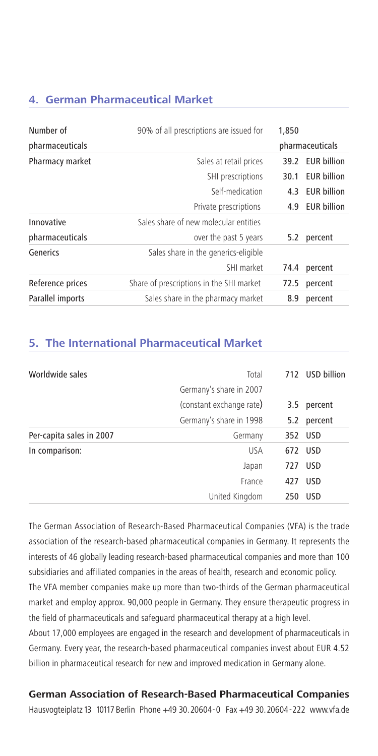## 4. German Pharmaceutical Market

| | | | |
|---|---|---|---|
| Number of pharmaceuticals | 90% of all prescriptions are issued for | 1,850 | pharmaceuticals |
| Pharmacy market | Sales at retail prices | 39.2 | EUR billion |
| | SHI prescriptions | 30.1 | EUR billion |
| | Self-medication | 4.3 | EUR billion |
| | Private prescriptions | 4.9 | EUR billion |
| Innovative pharmaceuticals | Sales share of new molecular entities over the past 5 years | 5.2 | percent |
| Generics | Sales share in the generics-eligible SHI market | 74.4 | percent |
| Reference prices | Share of prescriptions in the SHI market | 72.5 | percent |
| Parallel imports | Sales share in the pharmacy market | 8.9 | percent |

## 5. The International Pharmaceutical Market

| | | | |
|---|---|---|---|
| Worldwide sales | Total | 712 | USD billion |
| | Germany's share in 2007 (constant exchange rate) | 3.5 | percent |
| | Germany's share in 1998 | 5.2 | percent |
| Per-capita sales in 2007 | Germany | 352 | USD |
| In comparison: | USA | 672 | USD |
| | Japan | 727 | USD |
| | France | 427 | USD |
| | United Kingdom | 250 | USD |

The German Association of Research-Based Pharmaceutical Companies (VFA) is the trade association of the research-based pharmaceutical companies in Germany. It represents the interests of 46 globally leading research-based pharmaceutical companies and more than 100 subsidiaries and affiliated companies in the areas of health, research and economic policy.

The VFA member companies make up more than two-thirds of the German pharmaceutical market and employ approx. 90,000 people in Germany. They ensure therapeutic progress in the field of pharmaceuticals and safeguard pharmaceutical therapy at a high level.

About 17,000 employees are engaged in the research and development of pharmaceuticals in Germany. Every year, the research-based pharmaceutical companies invest about EUR 4.52 billion in pharmaceutical research for new and improved medication in Germany alone.

**German Association of Research-Based Pharmaceutical Companies**

Hausvogteiplatz 13 10117 Berlin Phone +49 30. 20604 - 0 Fax +49 30. 20604 - 222 www.vfa.de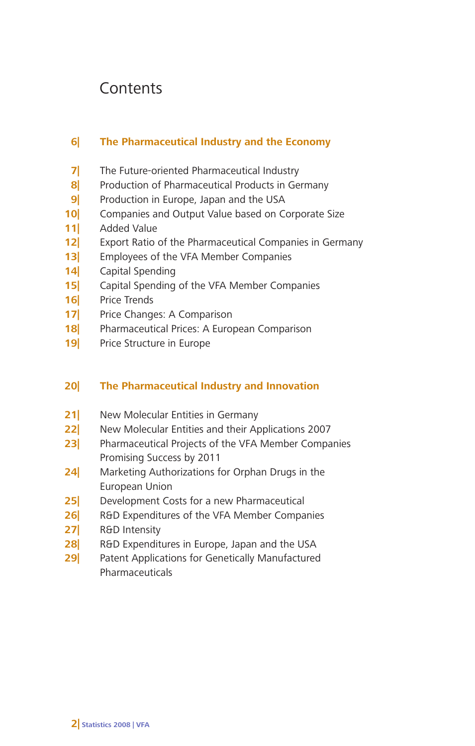# Contents

**6| The Pharmaceutical Industry and the Economy**

7| The Future-oriented Pharmaceutical Industry
8| Production of Pharmaceutical Products in Germany
9| Production in Europe, Japan and the USA
10| Companies and Output Value based on Corporate Size
11| Added Value
12| Export Ratio of the Pharmaceutical Companies in Germany
13| Employees of the VFA Member Companies
14| Capital Spending
15| Capital Spending of the VFA Member Companies
16| Price Trends
17| Price Changes: A Comparison
18| Pharmaceutical Prices: A European Comparison
19| Price Structure in Europe

**20| The Pharmaceutical Industry and Innovation**

21| New Molecular Entities in Germany
22| New Molecular Entities and their Applications 2007
23| Pharmaceutical Projects of the VFA Member Companies Promising Success by 2011
24| Marketing Authorizations for Orphan Drugs in the European Union
25| Development Costs for a new Pharmaceutical
26| R&D Expenditures of the VFA Member Companies
27| R&D Intensity
28| R&D Expenditures in Europe, Japan and the USA
29| Patent Applications for Genetically Manufactured Pharmaceuticals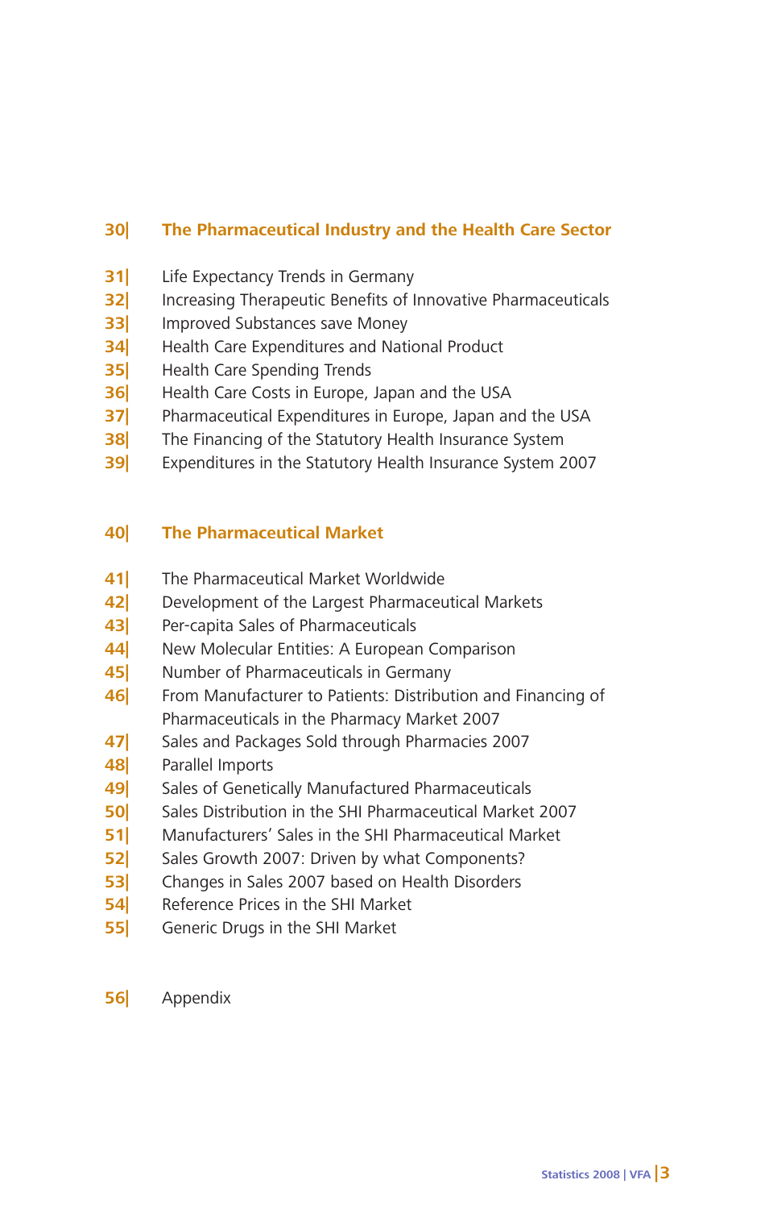**30| The Pharmaceutical Industry and the Health Care Sector**

31| Life Expectancy Trends in Germany
32| Increasing Therapeutic Benefits of Innovative Pharmaceuticals
33| Improved Substances save Money
34| Health Care Expenditures and National Product
35| Health Care Spending Trends
36| Health Care Costs in Europe, Japan and the USA
37| Pharmaceutical Expenditures in Europe, Japan and the USA
38| The Financing of the Statutory Health Insurance System
39| Expenditures in the Statutory Health Insurance System 2007

**40| The Pharmaceutical Market**

41| The Pharmaceutical Market Worldwide
42| Development of the Largest Pharmaceutical Markets
43| Per-capita Sales of Pharmaceuticals
44| New Molecular Entities: A European Comparison
45| Number of Pharmaceuticals in Germany
46| From Manufacturer to Patients: Distribution and Financing of Pharmaceuticals in the Pharmacy Market 2007
47| Sales and Packages Sold through Pharmacies 2007
48| Parallel Imports
49| Sales of Genetically Manufactured Pharmaceuticals
50| Sales Distribution in the SHI Pharmaceutical Market 2007
51| Manufacturers' Sales in the SHI Pharmaceutical Market
52| Sales Growth 2007: Driven by what Components?
53| Changes in Sales 2007 based on Health Disorders
54| Reference Prices in the SHI Market
55| Generic Drugs in the SHI Market

56| Appendix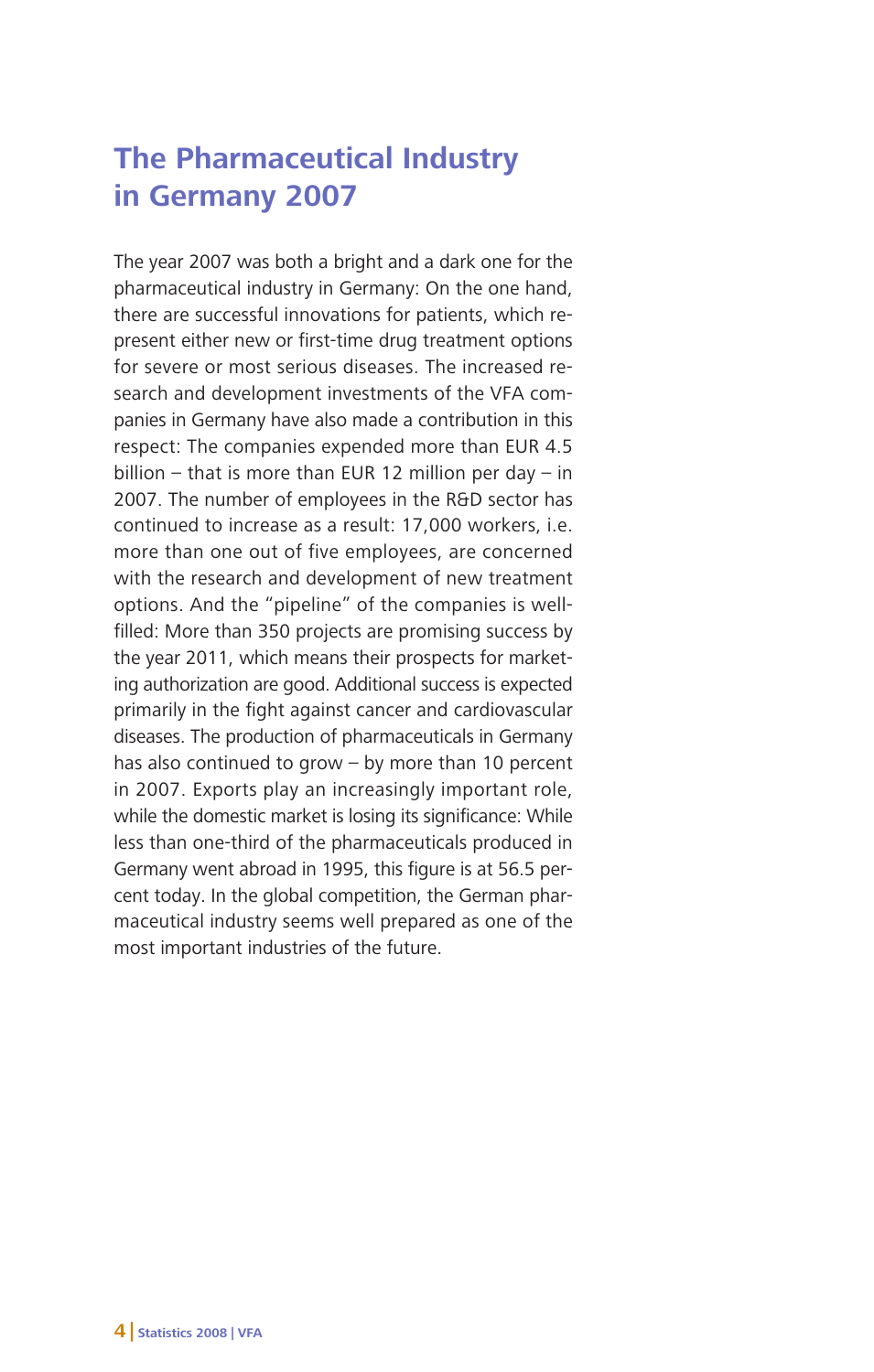# The Pharmaceutical Industry in Germany 2007

The year 2007 was both a bright and a dark one for the pharmaceutical industry in Germany: On the one hand, there are successful innovations for patients, which represent either new or first-time drug treatment options for severe or most serious diseases. The increased research and development investments of the VFA companies in Germany have also made a contribution in this respect: The companies expended more than EUR 4.5 billion – that is more than EUR 12 million per day – in 2007. The number of employees in the R&D sector has continued to increase as a result: 17,000 workers, i.e. more than one out of five employees, are concerned with the research and development of new treatment options. And the "pipeline" of the companies is well-filled: More than 350 projects are promising success by the year 2011, which means their prospects for marketing authorization are good. Additional success is expected primarily in the fight against cancer and cardiovascular diseases. The production of pharmaceuticals in Germany has also continued to grow – by more than 10 percent in 2007. Exports play an increasingly important role, while the domestic market is losing its significance: While less than one-third of the pharmaceuticals produced in Germany went abroad in 1995, this figure is at 56.5 percent today. In the global competition, the German pharmaceutical industry seems well prepared as one of the most important industries of the future.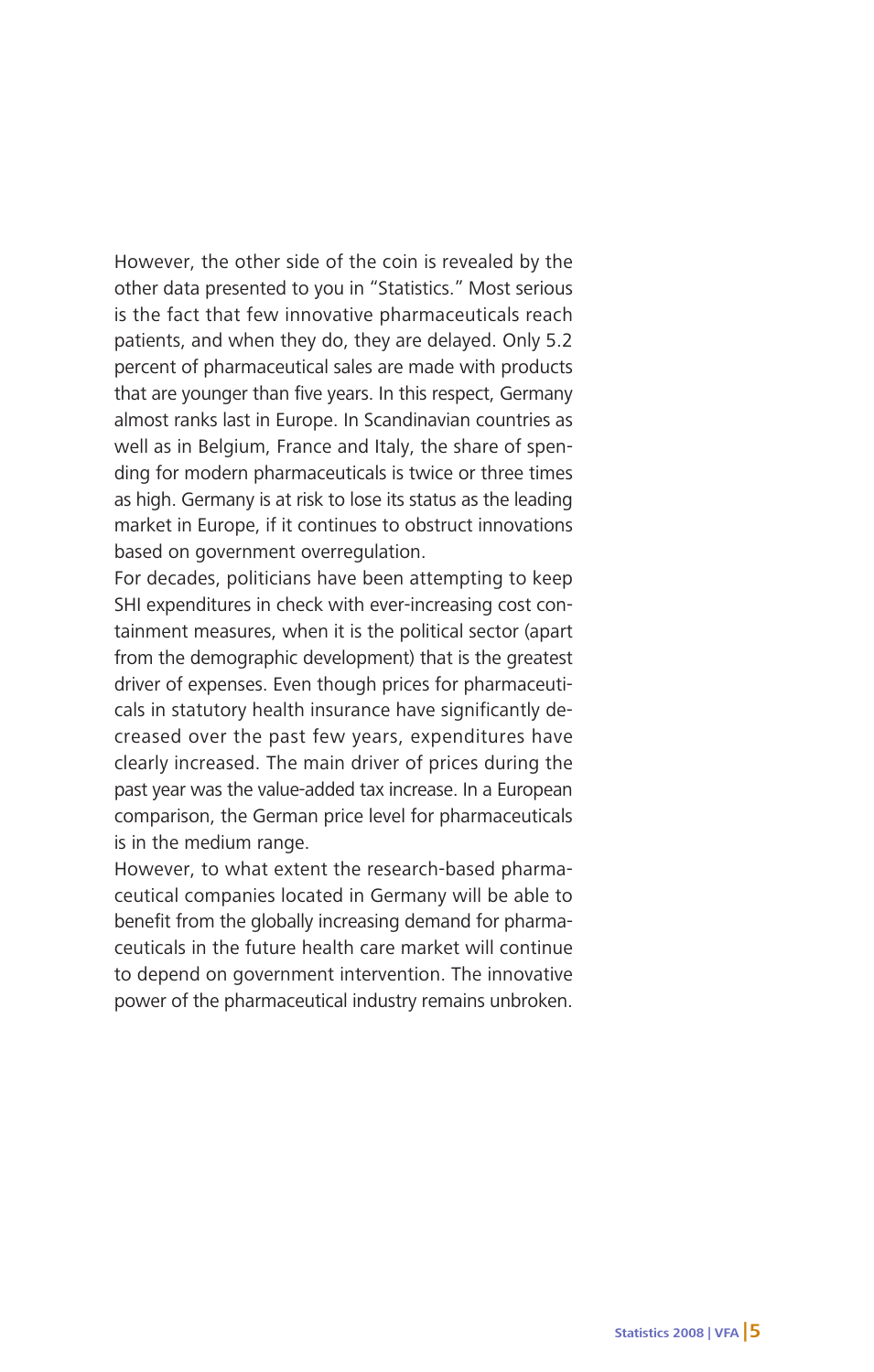However, the other side of the coin is revealed by the other data presented to you in "Statistics." Most serious is the fact that few innovative pharmaceuticals reach patients, and when they do, they are delayed. Only 5.2 percent of pharmaceutical sales are made with products that are younger than five years. In this respect, Germany almost ranks last in Europe. In Scandinavian countries as well as in Belgium, France and Italy, the share of spending for modern pharmaceuticals is twice or three times as high. Germany is at risk to lose its status as the leading market in Europe, if it continues to obstruct innovations based on government overregulation.

For decades, politicians have been attempting to keep SHI expenditures in check with ever-increasing cost containment measures, when it is the political sector (apart from the demographic development) that is the greatest driver of expenses. Even though prices for pharmaceuticals in statutory health insurance have significantly decreased over the past few years, expenditures have clearly increased. The main driver of prices during the past year was the value-added tax increase. In a European comparison, the German price level for pharmaceuticals is in the medium range.

However, to what extent the research-based pharmaceutical companies located in Germany will be able to benefit from the globally increasing demand for pharmaceuticals in the future health care market will continue to depend on government intervention. The innovative power of the pharmaceutical industry remains unbroken.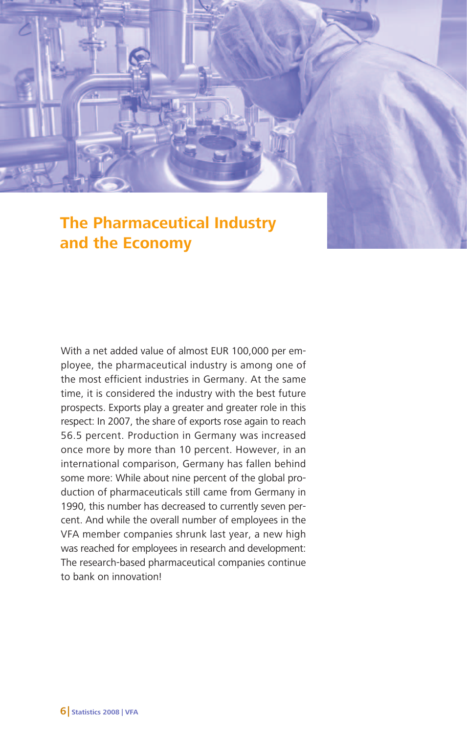# The Pharmaceutical Industry and the Economy

With a net added value of almost EUR 100,000 per employee, the pharmaceutical industry is among one of the most efficient industries in Germany. At the same time, it is considered the industry with the best future prospects. Exports play a greater and greater role in this respect: In 2007, the share of exports rose again to reach 56.5 percent. Production in Germany was increased once more by more than 10 percent. However, in an international comparison, Germany has fallen behind some more: While about nine percent of the global production of pharmaceuticals still came from Germany in 1990, this number has decreased to currently seven percent. And while the overall number of employees in the VFA member companies shrunk last year, a new high was reached for employees in research and development: The research-based pharmaceutical companies continue to bank on innovation!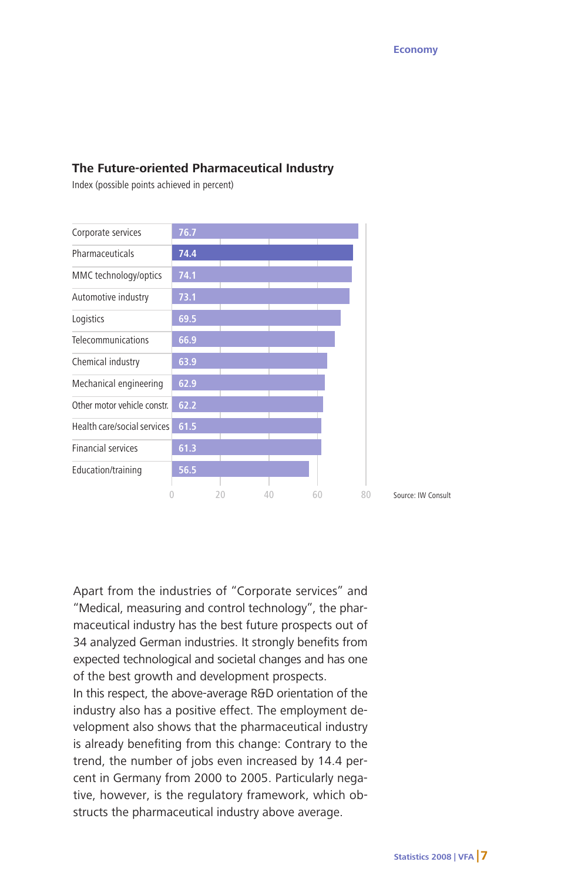## The Future-oriented Pharmaceutical Industry

Index (possible points achieved in percent)

| Industry | Index |
|---|---|
| Corporate services | 76.7 |
| Pharmaceuticals | 74.4 |
| MMC technology/optics | 74.1 |
| Automotive industry | 73.1 |
| Logistics | 69.5 |
| Telecommunications | 66.9 |
| Chemical industry | 63.9 |
| Mechanical engineering | 62.9 |
| Other motor vehicle constr. | 62.2 |
| Health care/social services | 61.5 |
| Financial services | 61.3 |
| Education/training | 56.5 |

Source: IW Consult

Apart from the industries of "Corporate services" and "Medical, measuring and control technology", the pharmaceutical industry has the best future prospects out of 34 analyzed German industries. It strongly benefits from expected technological and societal changes and has one of the best growth and development prospects.

In this respect, the above-average R&D orientation of the industry also has a positive effect. The employment development also shows that the pharmaceutical industry is already benefiting from this change: Contrary to the trend, the number of jobs even increased by 14.4 percent in Germany from 2000 to 2005. Particularly negative, however, is the regulatory framework, which obstructs the pharmaceutical industry above average.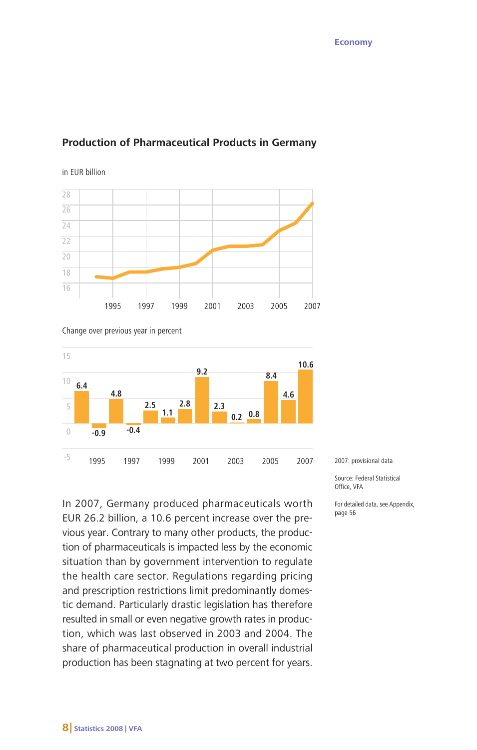## Production of Pharmaceutical Products in Germany

in EUR billion

Change over previous year in percent

| Year | 1994 | 1995 | 1996 | 1997 | 1998 | 1999 | 2000 | 2001 | 2002 | 2003 | 2004 | 2005 | 2006 | 2007 |
|---|---|---|---|---|---|---|---|---|---|---|---|---|---|---|
| Change (%) | 6.4 | -0.9 | 4.8 | -0.4 | 2.5 | 1.1 | 2.8 | 9.2 | 2.3 | 0.2 | 0.8 | 8.4 | 4.6 | 10.6 |

2007: provisional data

Source: Federal Statistical Office, VFA

For detailed data, see Appendix, page 56

In 2007, Germany produced pharmaceuticals worth EUR 26.2 billion, a 10.6 percent increase over the previous year. Contrary to many other products, the production of pharmaceuticals is impacted less by the economic situation than by government intervention to regulate the health care sector. Regulations regarding pricing and prescription restrictions limit predominantly domestic demand. Particularly drastic legislation has therefore resulted in small or even negative growth rates in production, which was last observed in 2003 and 2004. The share of pharmaceutical production in overall industrial production has been stagnating at two percent for years.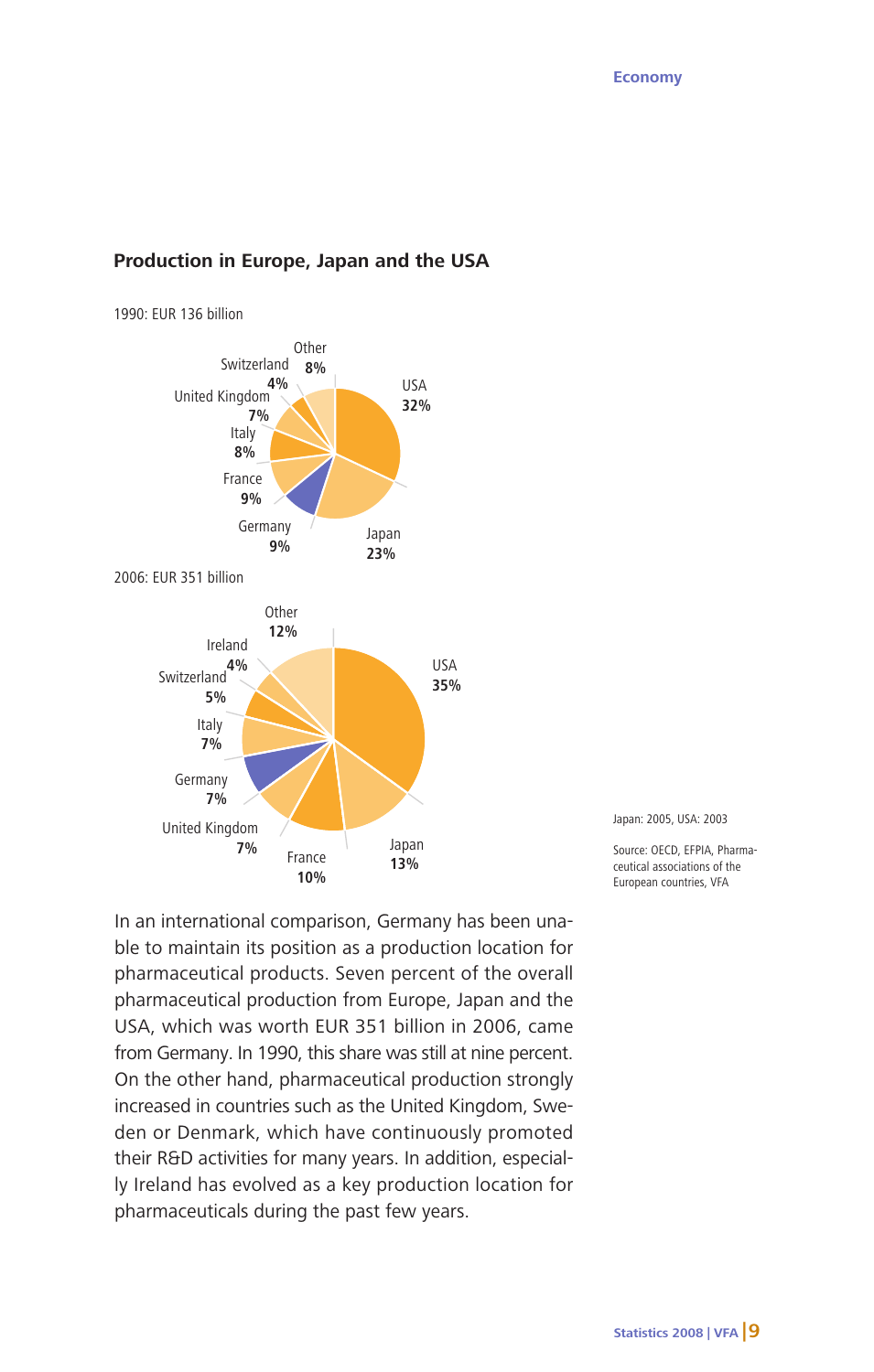## Production in Europe, Japan and the USA

1990: EUR 136 billion

| Country | Share |
| --- | --- |
| USA | 32% |
| Japan | 23% |
| Germany | 9% |
| France | 9% |
| Italy | 8% |
| United Kingdom | 7% |
| Switzerland | 4% |
| Other | 8% |

2006: EUR 351 billion

| Country | Share |
| --- | --- |
| USA | 35% |
| Japan | 13% |
| France | 10% |
| United Kingdom | 7% |
| Germany | 7% |
| Italy | 7% |
| Switzerland | 5% |
| Ireland | 4% |
| Other | 12% |

Japan: 2005, USA: 2003

Source: OECD, EFPIA, Pharmaceutical associations of the European countries, VFA

In an international comparison, Germany has been unable to maintain its position as a production location for pharmaceutical products. Seven percent of the overall pharmaceutical production from Europe, Japan and the USA, which was worth EUR 351 billion in 2006, came from Germany. In 1990, this share was still at nine percent. On the other hand, pharmaceutical production strongly increased in countries such as the United Kingdom, Sweden or Denmark, which have continuously promoted their R&D activities for many years. In addition, especially Ireland has evolved as a key production location for pharmaceuticals during the past few years.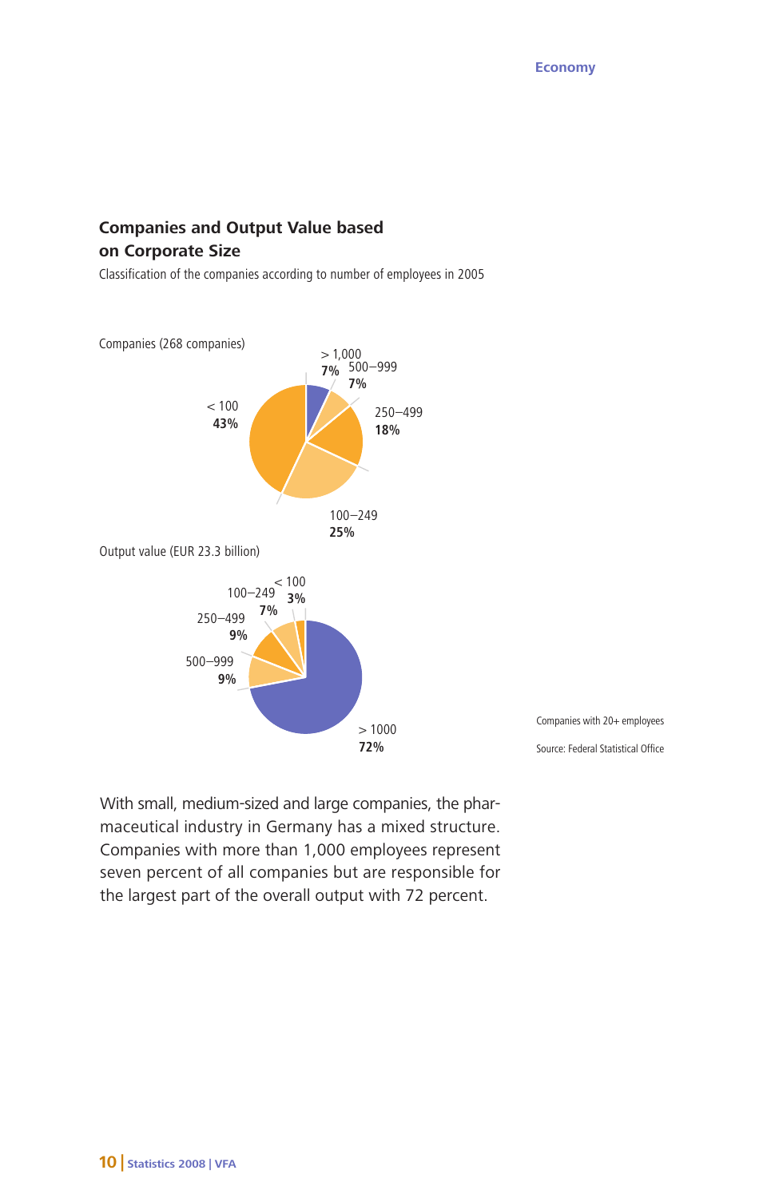## Companies and Output Value based on Corporate Size

Classification of the companies according to number of employees in 2005

Companies (268 companies)

| Number of employees | Share |
|---|---|
| > 1,000 | **7%** |
| 500–999 | **7%** |
| 250–499 | **18%** |
| 100–249 | **25%** |
| < 100 | **43%** |

Output value (EUR 23.3 billion)

| Number of employees | Share |
|---|---|
| < 100 | **3%** |
| 100–249 | **7%** |
| 250–499 | **9%** |
| 500–999 | **9%** |
| > 1000 | **72%** |

Companies with 20+ employees

Source: Federal Statistical Office

With small, medium-sized and large companies, the pharmaceutical industry in Germany has a mixed structure. Companies with more than 1,000 employees represent seven percent of all companies but are responsible for the largest part of the overall output with 72 percent.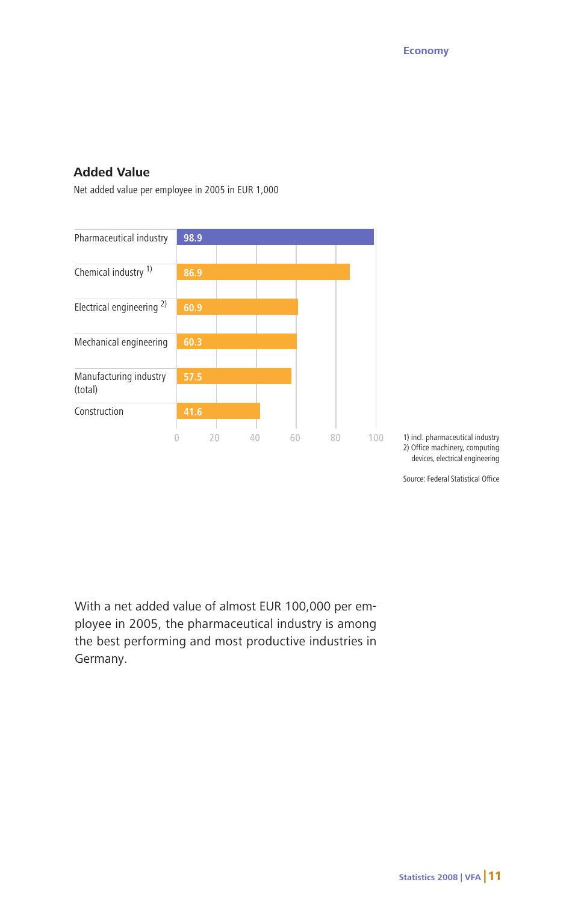## Added Value

Net added value per employee in 2005 in EUR 1,000

| Industry | Value |
|---|---|
| Pharmaceutical industry | 98.9 |
| Chemical industry [1] | 86.9 |
| Electrical engineering [2] | 60.9 |
| Mechanical engineering | 60.3 |
| Manufacturing industry (total) | 57.5 |
| Construction | 41.6 |

1) incl. pharmaceutical industry
2) Office machinery, computing devices, electrical engineering

Source: Federal Statistical Office

With a net added value of almost EUR 100,000 per employee in 2005, the pharmaceutical industry is among the best performing and most productive industries in Germany.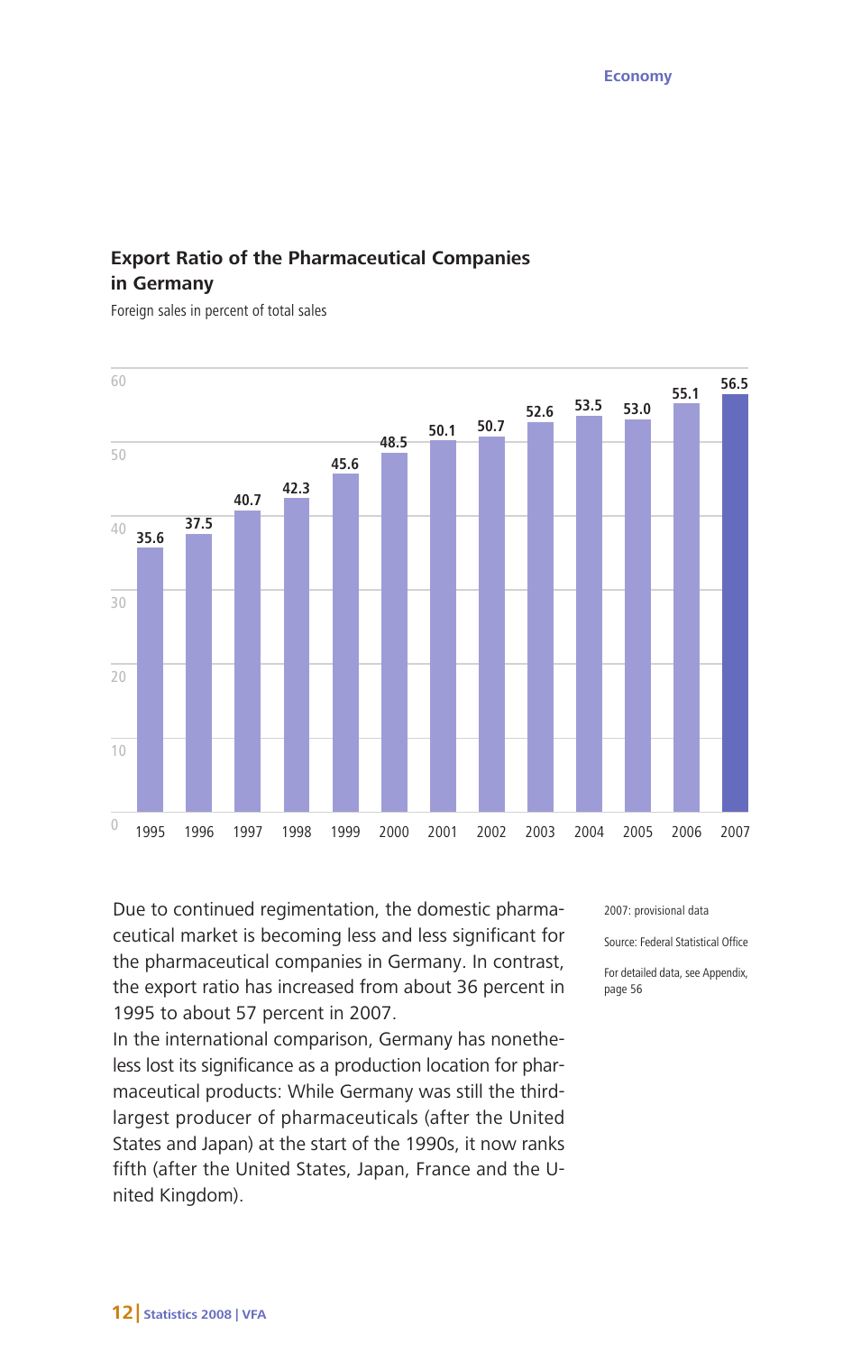## Export Ratio of the Pharmaceutical Companies in Germany

Foreign sales in percent of total sales

| Year | Export ratio (%) |
|---|---|
| 1995 | 35.6 |
| 1996 | 37.5 |
| 1997 | 40.7 |
| 1998 | 42.3 |
| 1999 | 45.6 |
| 2000 | 48.5 |
| 2001 | 50.1 |
| 2002 | 50.7 |
| 2003 | 52.6 |
| 2004 | 53.5 |
| 2005 | 53.0 |
| 2006 | 55.1 |
| 2007 | 56.5 |

2007: provisional data

Source: Federal Statistical Office

For detailed data, see Appendix, page 56

Due to continued regimentation, the domestic pharmaceutical market is becoming less and less significant for the pharmaceutical companies in Germany. In contrast, the export ratio has increased from about 36 percent in 1995 to about 57 percent in 2007.

In the international comparison, Germany has nonetheless lost its significance as a production location for pharmaceutical products: While Germany was still the third-largest producer of pharmaceuticals (after the United States and Japan) at the start of the 1990s, it now ranks fifth (after the United States, Japan, France and the United Kingdom).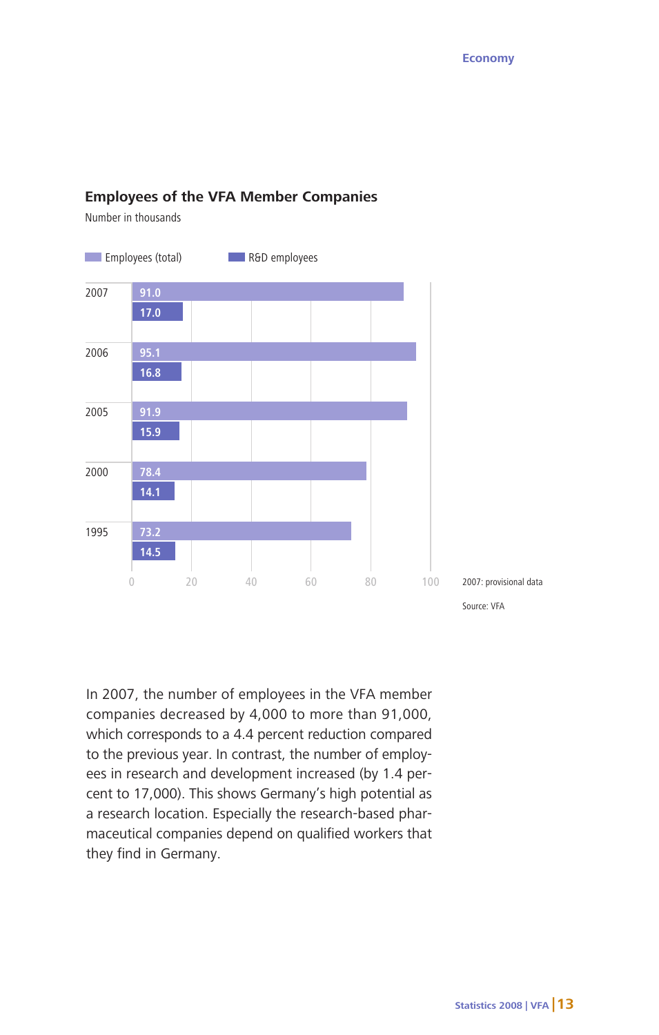## Employees of the VFA Member Companies

Number in thousands

| Year | Employees (total) | R&D employees |
|---|---|---|
| 2007 | 91.0 | 17.0 |
| 2006 | 95.1 | 16.8 |
| 2005 | 91.9 | 15.9 |
| 2000 | 78.4 | 14.1 |
| 1995 | 73.2 | 14.5 |

2007: provisional data

Source: VFA

In 2007, the number of employees in the VFA member companies decreased by 4,000 to more than 91,000, which corresponds to a 4.4 percent reduction compared to the previous year. In contrast, the number of employees in research and development increased (by 1.4 percent to 17,000). This shows Germany's high potential as a research location. Especially the research-based pharmaceutical companies depend on qualified workers that they find in Germany.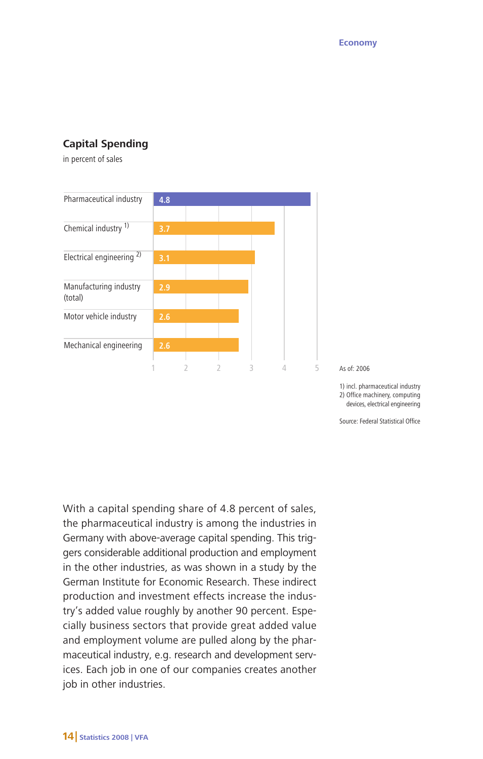## Capital Spending

in percent of sales

| Industry | Value |
|---|---|
| Pharmaceutical industry | 4.8 |
| Chemical industry [1] | 3.7 |
| Electrical engineering [2] | 3.1 |
| Manufacturing industry (total) | 2.9 |
| Motor vehicle industry | 2.6 |
| Mechanical engineering | 2.6 |

As of: 2006

1) incl. pharmaceutical industry
2) Office machinery, computing devices, electrical engineering

Source: Federal Statistical Office

With a capital spending share of 4.8 percent of sales, the pharmaceutical industry is among the industries in Germany with above-average capital spending. This triggers considerable additional production and employment in the other industries, as was shown in a study by the German Institute for Economic Research. These indirect production and investment effects increase the industry's added value roughly by another 90 percent. Especially business sectors that provide great added value and employment volume are pulled along by the pharmaceutical industry, e.g. research and development services. Each job in one of our companies creates another job in other industries.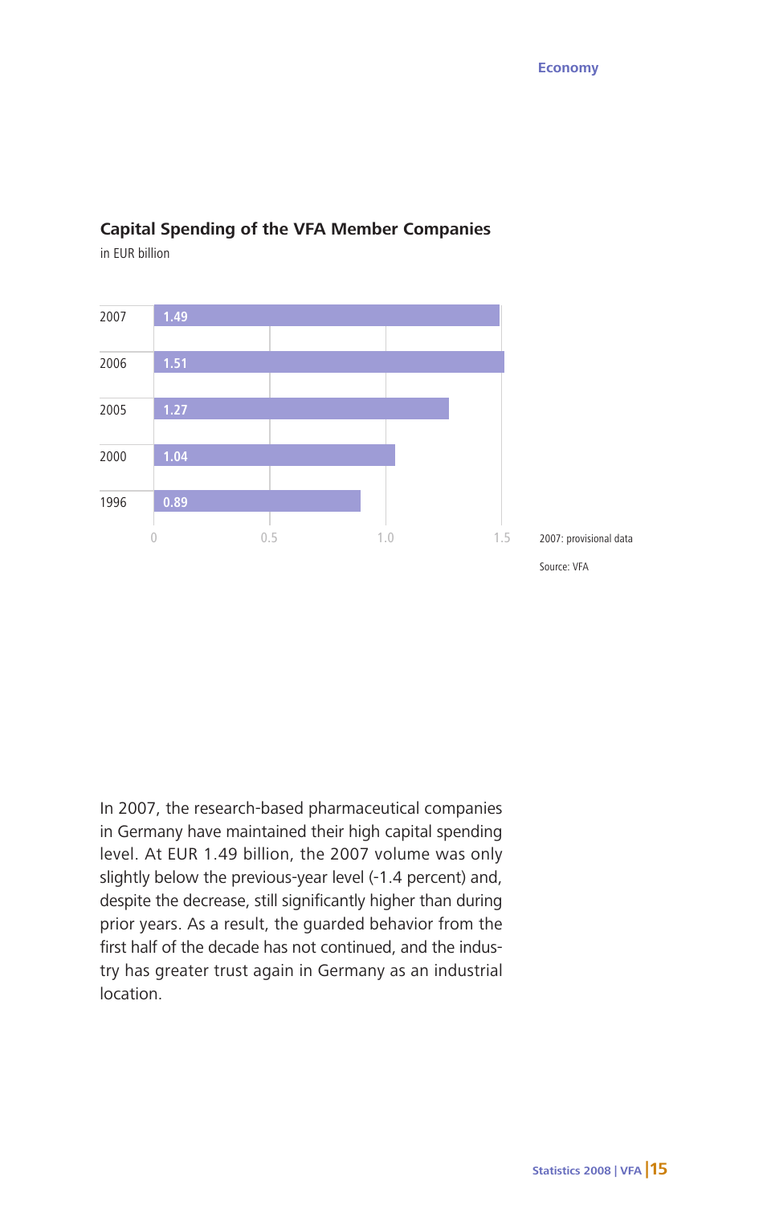## Capital Spending of the VFA Member Companies

in EUR billion

| Year | EUR billion |
|---|---|
| 2007 | 1.49 |
| 2006 | 1.51 |
| 2005 | 1.27 |
| 2000 | 1.04 |
| 1996 | 0.89 |

2007: provisional data

Source: VFA

In 2007, the research-based pharmaceutical companies in Germany have maintained their high capital spending level. At EUR 1.49 billion, the 2007 volume was only slightly below the previous-year level (-1.4 percent) and, despite the decrease, still significantly higher than during prior years. As a result, the guarded behavior from the first half of the decade has not continued, and the industry has greater trust again in Germany as an industrial location.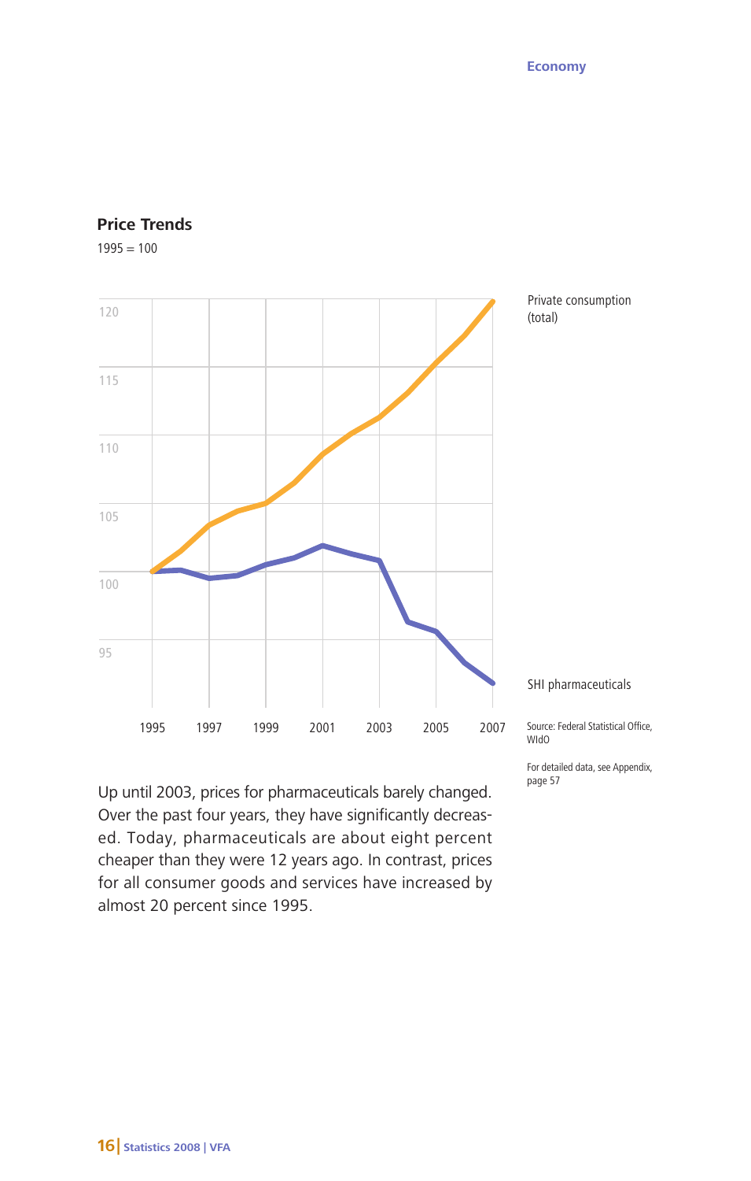## Price Trends

1995 = 100

Private consumption (total)

SHI pharmaceuticals

Source: Federal Statistical Office, WIdO

For detailed data, see Appendix, page 57

Up until 2003, prices for pharmaceuticals barely changed. Over the past four years, they have significantly decreased. Today, pharmaceuticals are about eight percent cheaper than they were 12 years ago. In contrast, prices for all consumer goods and services have increased by almost 20 percent since 1995.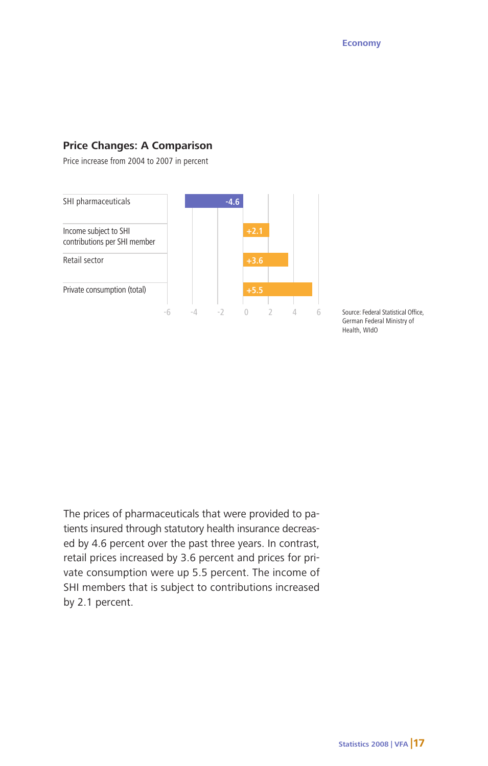## Price Changes: A Comparison

Price increase from 2004 to 2007 in percent

| Category | Price increase (%) |
|---|---|
| SHI pharmaceuticals | -4.6 |
| Income subject to SHI contributions per SHI member | +2.1 |
| Retail sector | +3.6 |
| Private consumption (total) | +5.5 |

Source: Federal Statistical Office, German Federal Ministry of Health, WIdO

The prices of pharmaceuticals that were provided to patients insured through statutory health insurance decreased by 4.6 percent over the past three years. In contrast, retail prices increased by 3.6 percent and prices for private consumption were up 5.5 percent. The income of SHI members that is subject to contributions increased by 2.1 percent.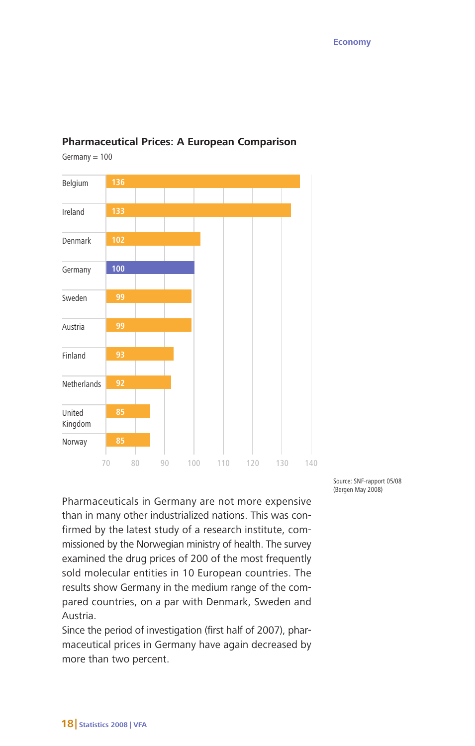## Pharmaceutical Prices: A European Comparison

Germany = 100

| Country | Index |
|---|---|
| Belgium | 136 |
| Ireland | 133 |
| Denmark | 102 |
| Germany | 100 |
| Sweden | 99 |
| Austria | 99 |
| Finland | 93 |
| Netherlands | 92 |
| United Kingdom | 85 |
| Norway | 85 |

Source: SNF-rapport 05/08 (Bergen May 2008)

Pharmaceuticals in Germany are not more expensive than in many other industrialized nations. This was confirmed by the latest study of a research institute, commissioned by the Norwegian ministry of health. The survey examined the drug prices of 200 of the most frequently sold molecular entities in 10 European countries. The results show Germany in the medium range of the compared countries, on a par with Denmark, Sweden and Austria.

Since the period of investigation (first half of 2007), pharmaceutical prices in Germany have again decreased by more than two percent.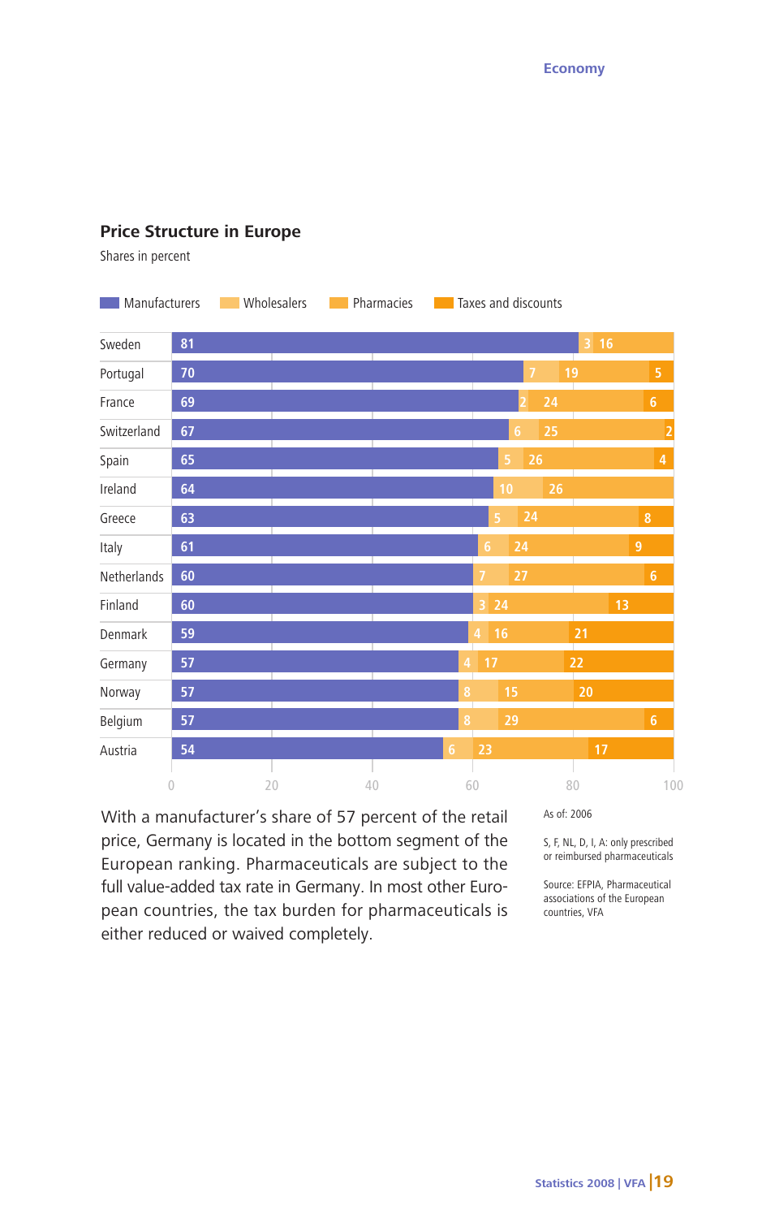## Price Structure in Europe

Shares in percent

| Country | Manufacturers | Wholesalers | Pharmacies | Taxes and discounts |
|---|---|---|---|---|
| Sweden | 81 | 3 | 16 | |
| Portugal | 70 | 7 | 19 | 5 |
| France | 69 | 2 | 24 | 6 |
| Switzerland | 67 | 6 | 25 | 2 |
| Spain | 65 | 5 | 26 | 4 |
| Ireland | 64 | 10 | 26 | |
| Greece | 63 | 5 | 24 | 8 |
| Italy | 61 | 6 | 24 | 9 |
| Netherlands | 60 | 7 | 27 | 6 |
| Finland | 60 | 3 | 24 | 13 |
| Denmark | 59 | 4 | 16 | 21 |
| Germany | 57 | 4 | 17 | 22 |
| Norway | 57 | 8 | 15 | 20 |
| Belgium | 57 | 8 | 29 | 6 |
| Austria | 54 | 6 | 23 | 17 |

With a manufacturer's share of 57 percent of the retail price, Germany is located in the bottom segment of the European ranking. Pharmaceuticals are subject to the full value-added tax rate in Germany. In most other European countries, the tax burden for pharmaceuticals is either reduced or waived completely.

As of: 2006

S, F, NL, D, I, A: only prescribed or reimbursed pharmaceuticals

Source: EFPIA, Pharmaceutical associations of the European countries, VFA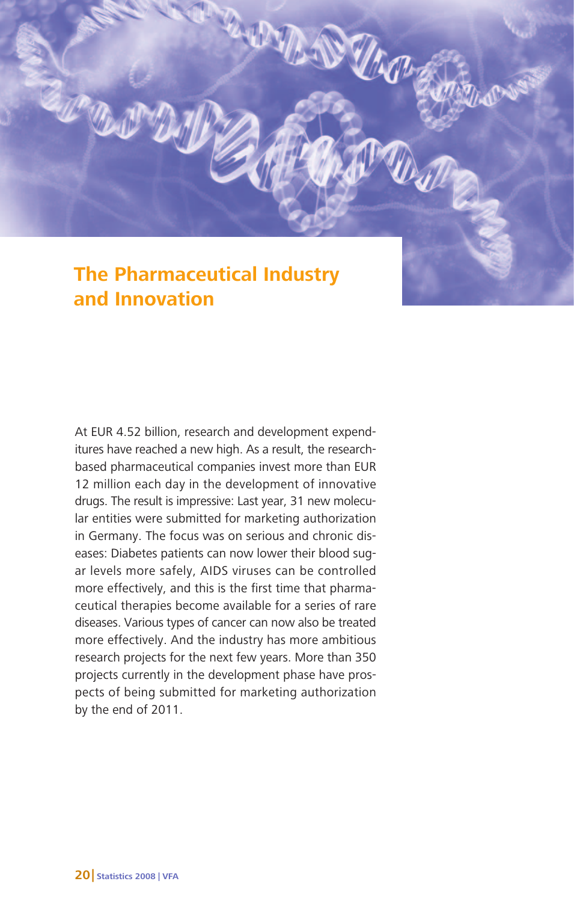# The Pharmaceutical Industry and Innovation

At EUR 4.52 billion, research and development expenditures have reached a new high. As a result, the research-based pharmaceutical companies invest more than EUR 12 million each day in the development of innovative drugs. The result is impressive: Last year, 31 new molecular entities were submitted for marketing authorization in Germany. The focus was on serious and chronic diseases: Diabetes patients can now lower their blood sugar levels more safely, AIDS viruses can be controlled more effectively, and this is the first time that pharmaceutical therapies become available for a series of rare diseases. Various types of cancer can now also be treated more effectively. And the industry has more ambitious research projects for the next few years. More than 350 projects currently in the development phase have prospects of being submitted for marketing authorization by the end of 2011.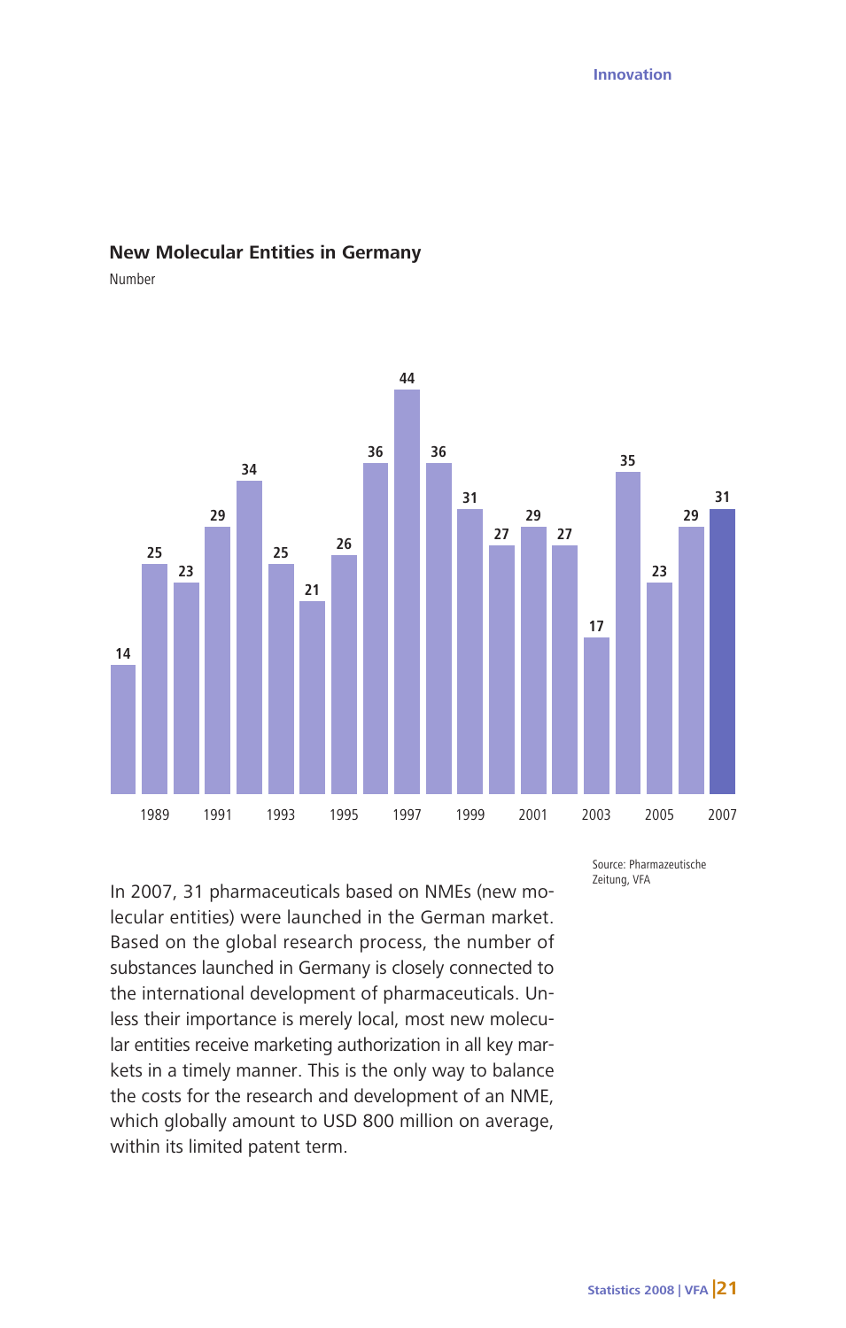## New Molecular Entities in Germany

Number

| Year | Number |
|---|---|
| 1988 | 14 |
| 1989 | 25 |
| 1990 | 23 |
| 1991 | 29 |
| 1992 | 34 |
| 1993 | 25 |
| 1994 | 21 |
| 1995 | 26 |
| 1996 | 36 |
| 1997 | 44 |
| 1998 | 36 |
| 1999 | 31 |
| 2000 | 27 |
| 2001 | 29 |
| 2002 | 27 |
| 2003 | 17 |
| 2004 | 35 |
| 2005 | 23 |
| 2006 | 29 |
| 2007 | 31 |

Source: Pharmazeutische Zeitung, VFA

In 2007, 31 pharmaceuticals based on NMEs (new molecular entities) were launched in the German market. Based on the global research process, the number of substances launched in Germany is closely connected to the international development of pharmaceuticals. Unless their importance is merely local, most new molecular entities receive marketing authorization in all key markets in a timely manner. This is the only way to balance the costs for the research and development of an NME, which globally amount to USD 800 million on average, within its limited patent term.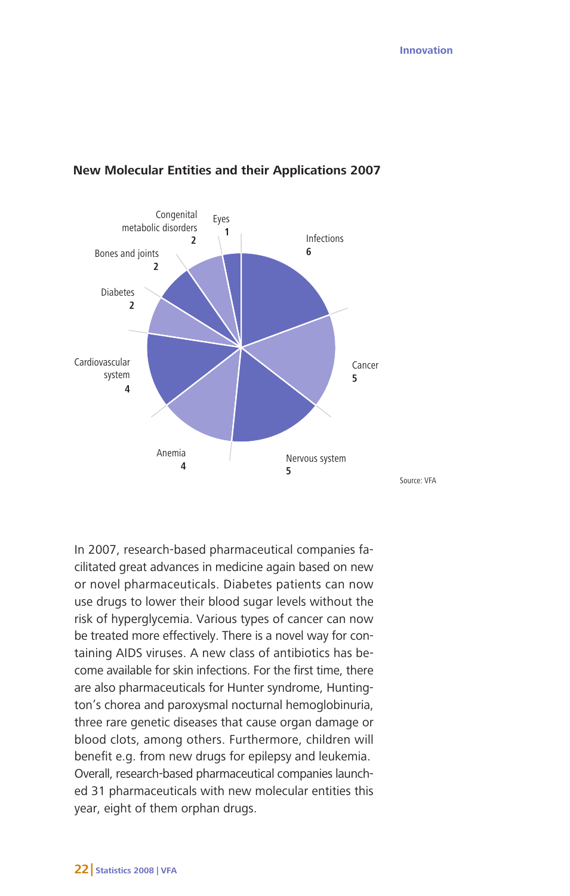**New Molecular Entities and their Applications 2007**

| Application | Number |
|---|---|
| Infections | 6 |
| Cancer | 5 |
| Nervous system | 5 |
| Anemia | 4 |
| Cardiovascular system | 4 |
| Diabetes | 2 |
| Bones and joints | 2 |
| Congenital metabolic disorders | 2 |
| Eyes | 1 |

Source: VFA

In 2007, research-based pharmaceutical companies facilitated great advances in medicine again based on new or novel pharmaceuticals. Diabetes patients can now use drugs to lower their blood sugar levels without the risk of hyperglycemia. Various types of cancer can now be treated more effectively. There is a novel way for containing AIDS viruses. A new class of antibiotics has become available for skin infections. For the first time, there are also pharmaceuticals for Hunter syndrome, Huntington's chorea and paroxysmal nocturnal hemoglobinuria, three rare genetic diseases that cause organ damage or blood clots, among others. Furthermore, children will benefit e.g. from new drugs for epilepsy and leukemia. Overall, research-based pharmaceutical companies launched 31 pharmaceuticals with new molecular entities this year, eight of them orphan drugs.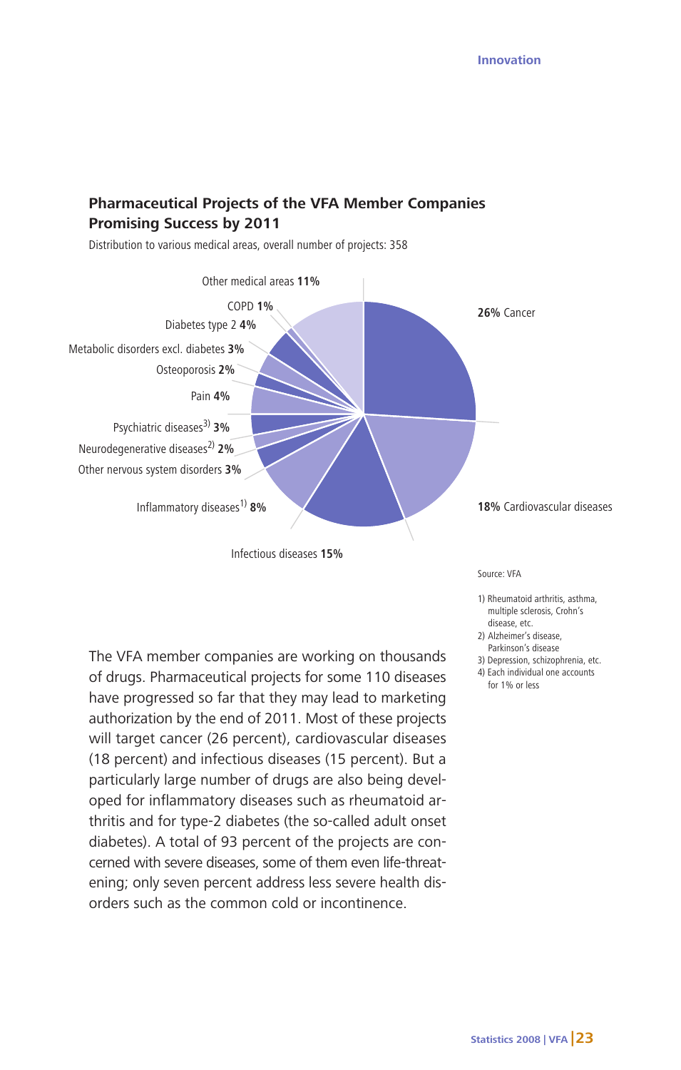## Pharmaceutical Projects of the VFA Member Companies Promising Success by 2011

Distribution to various medical areas, overall number of projects: 358

| Medical area | Share |
|---|---|
| Cancer | 26% |
| Cardiovascular diseases | 18% |
| Infectious diseases | 15% |
| Inflammatory diseases[1] | 8% |
| Other nervous system disorders | 3% |
| Neurodegenerative diseases[2] | 2% |
| Psychiatric diseases[3] | 3% |
| Pain | 4% |
| Osteoporosis | 2% |
| Metabolic disorders excl. diabetes | 3% |
| Diabetes type 2 | 4% |
| COPD | 1% |
| Other medical areas | 11% |

Source: VFA

1) Rheumatoid arthritis, asthma, multiple sclerosis, Crohn's disease, etc.
2) Alzheimer's disease, Parkinson's disease
3) Depression, schizophrenia, etc.
4) Each individual one accounts for 1% or less

The VFA member companies are working on thousands of drugs. Pharmaceutical projects for some 110 diseases have progressed so far that they may lead to marketing authorization by the end of 2011. Most of these projects will target cancer (26 percent), cardiovascular diseases (18 percent) and infectious diseases (15 percent). But a particularly large number of drugs are also being developed for inflammatory diseases such as rheumatoid arthritis and for type-2 diabetes (the so-called adult onset diabetes). A total of 93 percent of the projects are concerned with severe diseases, some of them even life-threatening; only seven percent address less severe health disorders such as the common cold or incontinence.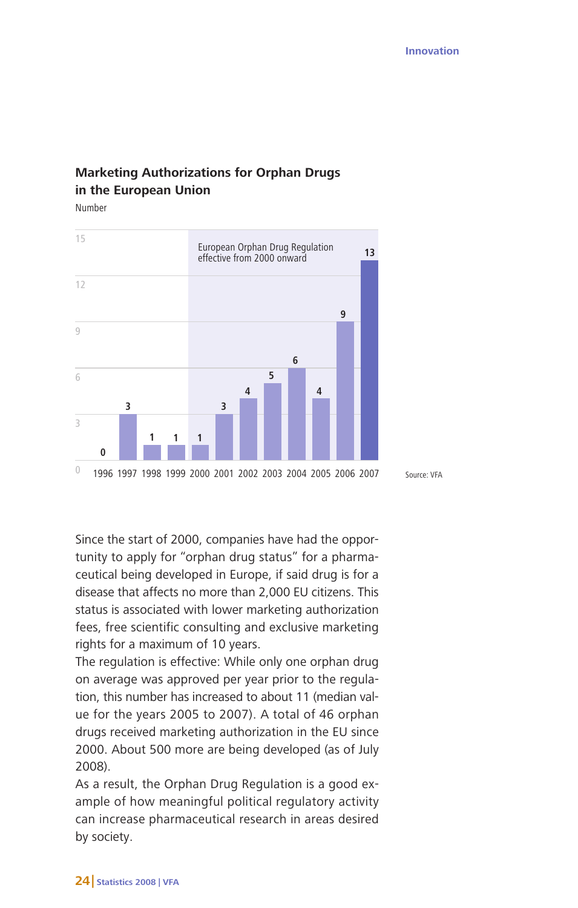## Marketing Authorizations for Orphan Drugs in the European Union

Number

| Year | Number |
|---|---|
| 1996 | 0 |
| 1997 | 3 |
| 1998 | 1 |
| 1999 | 1 |
| 2000 | 1 |
| 2001 | 3 |
| 2002 | 4 |
| 2003 | 5 |
| 2004 | 6 |
| 2005 | 4 |
| 2006 | 9 |
| 2007 | 13 |

European Orphan Drug Regulation effective from 2000 onward

Source: VFA

Since the start of 2000, companies have had the opportunity to apply for "orphan drug status" for a pharmaceutical being developed in Europe, if said drug is for a disease that affects no more than 2,000 EU citizens. This status is associated with lower marketing authorization fees, free scientific consulting and exclusive marketing rights for a maximum of 10 years.

The regulation is effective: While only one orphan drug on average was approved per year prior to the regulation, this number has increased to about 11 (median value for the years 2005 to 2007). A total of 46 orphan drugs received marketing authorization in the EU since 2000. About 500 more are being developed (as of July 2008).

As a result, the Orphan Drug Regulation is a good example of how meaningful political regulatory activity can increase pharmaceutical research in areas desired by society.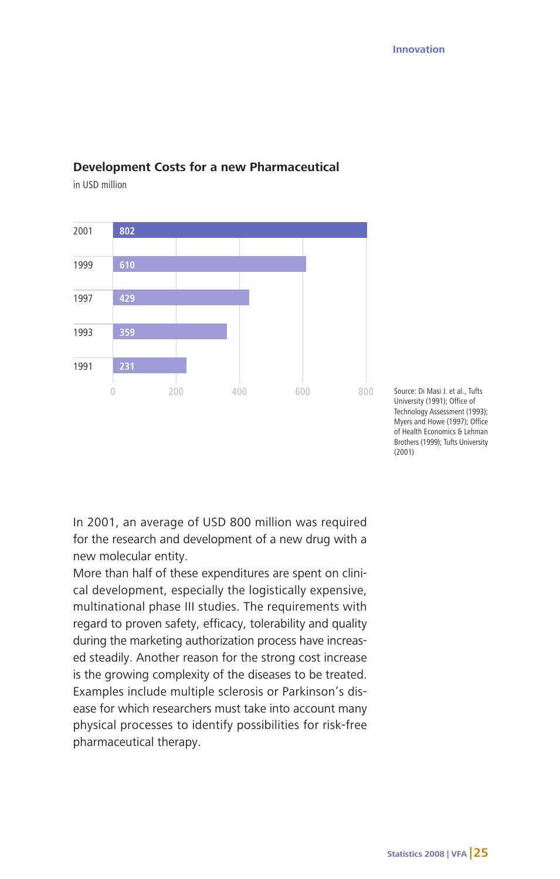## Development Costs for a new Pharmaceutical

in USD million

| Year | Costs (USD million) |
|---|---|
| 2001 | 802 |
| 1999 | 610 |
| 1997 | 429 |
| 1993 | 359 |
| 1991 | 231 |

Source: Di Masi J. et al., Tufts University (1991); Office of Technology Assessment (1993); Myers and Howe (1997); Office of Health Economics & Lehman Brothers (1999); Tufts University (2001)

In 2001, an average of USD 800 million was required for the research and development of a new drug with a new molecular entity.
More than half of these expenditures are spent on clinical development, especially the logistically expensive, multinational phase III studies. The requirements with regard to proven safety, efficacy, tolerability and quality during the marketing authorization process have increased steadily. Another reason for the strong cost increase is the growing complexity of the diseases to be treated. Examples include multiple sclerosis or Parkinson's disease for which researchers must take into account many physical processes to identify possibilities for risk-free pharmaceutical therapy.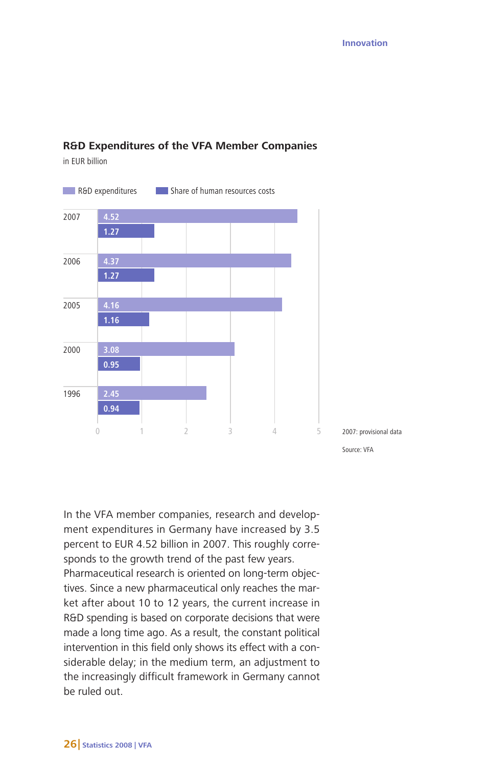## R&D Expenditures of the VFA Member Companies

in EUR billion

| Year | R&D expenditures | Share of human resources costs |
|---|---|---|
| 2007 | 4.52 | 1.27 |
| 2006 | 4.37 | 1.27 |
| 2005 | 4.16 | 1.16 |
| 2000 | 3.08 | 0.95 |
| 1996 | 2.45 | 0.94 |

2007: provisional data

Source: VFA

In the VFA member companies, research and development expenditures in Germany have increased by 3.5 percent to EUR 4.52 billion in 2007. This roughly corresponds to the growth trend of the past few years. Pharmaceutical research is oriented on long-term objectives. Since a new pharmaceutical only reaches the market after about 10 to 12 years, the current increase in R&D spending is based on corporate decisions that were made a long time ago. As a result, the constant political intervention in this field only shows its effect with a considerable delay; in the medium term, an adjustment to the increasingly difficult framework in Germany cannot be ruled out.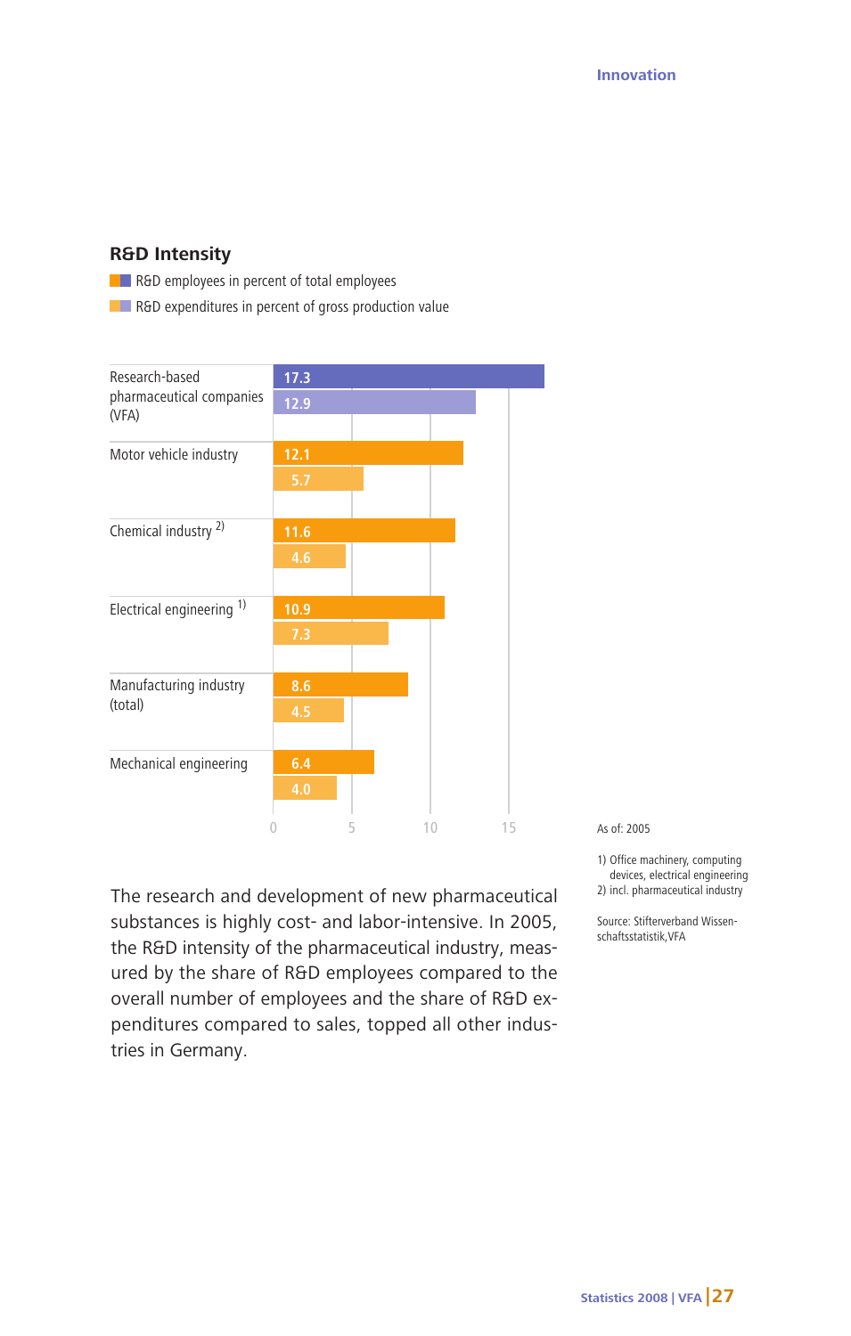## R&D Intensity

R&D employees in percent of total employees

R&D expenditures in percent of gross production value

| Industry | R&D employees in percent of total employees | R&D expenditures in percent of gross production value |
|---|---|---|
| Research-based pharmaceutical companies (VFA) | 17.3 | 12.9 |
| Motor vehicle industry | 12.1 | 5.7 |
| Chemical industry [2] | 11.6 | 4.6 |
| Electrical engineering [1] | 10.9 | 7.3 |
| Manufacturing industry (total) | 8.6 | 4.5 |
| Mechanical engineering | 6.4 | 4.0 |

As of: 2005

1) Office machinery, computing devices, electrical engineering
2) incl. pharmaceutical industry

Source: Stifterverband Wissenschaftsstatistik, VFA

The research and development of new pharmaceutical substances is highly cost- and labor-intensive. In 2005, the R&D intensity of the pharmaceutical industry, measured by the share of R&D employees compared to the overall number of employees and the share of R&D expenditures compared to sales, topped all other industries in Germany.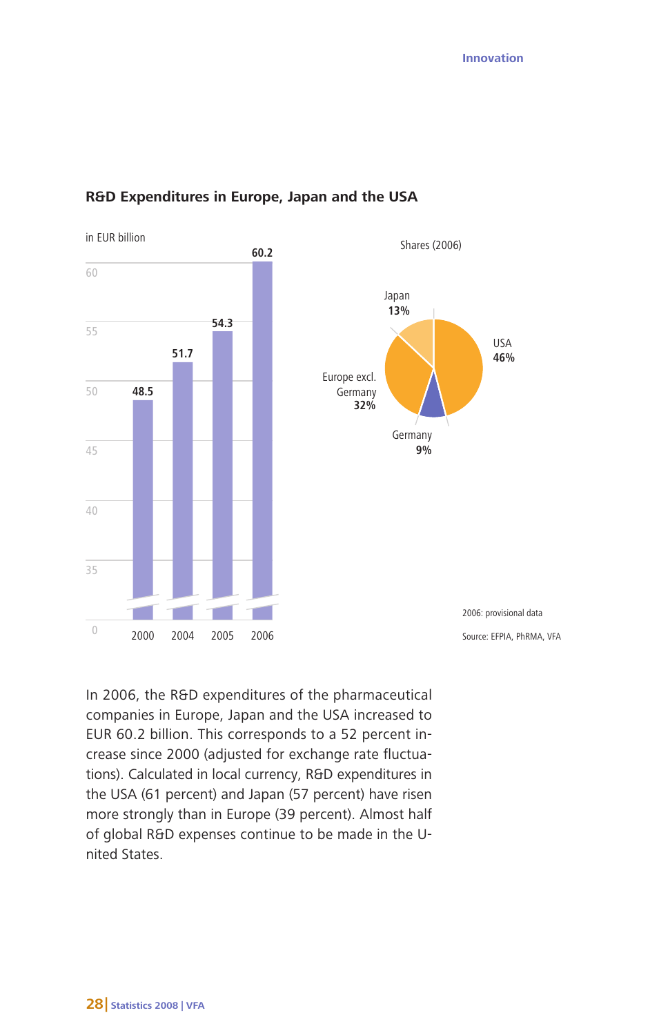## R&D Expenditures in Europe, Japan and the USA

in EUR billion

| Year | R&D Expenditures |
|---|---|
| 2000 | 48.5 |
| 2004 | 51.7 |
| 2005 | 54.3 |
| 2006 | 60.2 |

Shares (2006)

| Region | Share |
|---|---|
| USA | 46% |
| Europe excl. Germany | 32% |
| Japan | 13% |
| Germany | 9% |

2006: provisional data

Source: EFPIA, PhRMA, VFA

In 2006, the R&D expenditures of the pharmaceutical companies in Europe, Japan and the USA increased to EUR 60.2 billion. This corresponds to a 52 percent increase since 2000 (adjusted for exchange rate fluctuations). Calculated in local currency, R&D expenditures in the USA (61 percent) and Japan (57 percent) have risen more strongly than in Europe (39 percent). Almost half of global R&D expenses continue to be made in the United States.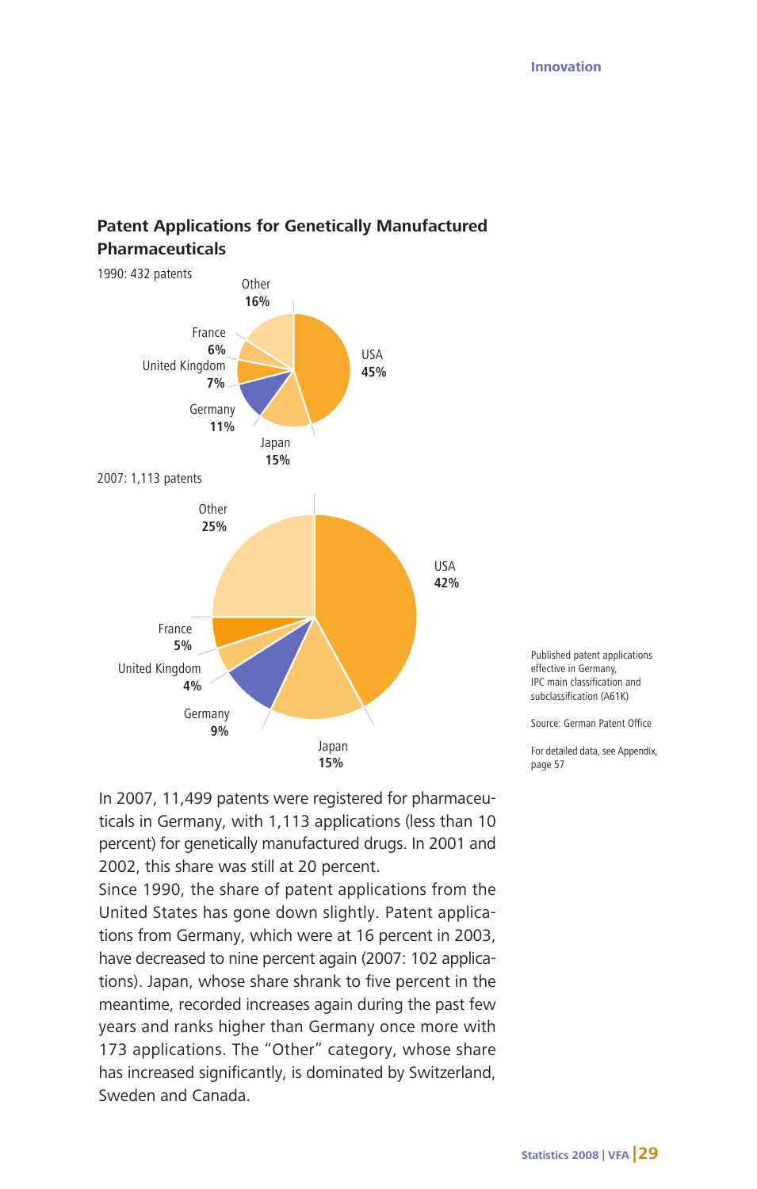## Patent Applications for Genetically Manufactured Pharmaceuticals

1990: 432 patents

| Country | Share |
|---|---|
| USA | 45% |
| Japan | 15% |
| Germany | 11% |
| United Kingdom | 7% |
| France | 6% |
| Other | 16% |

2007: 1,113 patents

| Country | Share |
|---|---|
| USA | 42% |
| Japan | 15% |
| Germany | 9% |
| United Kingdom | 4% |
| France | 5% |
| Other | 25% |

Published patent applications effective in Germany, IPC main classification and subclassification (A61K)

Source: German Patent Office

For detailed data, see Appendix, page 57

In 2007, 11,499 patents were registered for pharmaceuticals in Germany, with 1,113 applications (less than 10 percent) for genetically manufactured drugs. In 2001 and 2002, this share was still at 20 percent.

Since 1990, the share of patent applications from the United States has gone down slightly. Patent applications from Germany, which were at 16 percent in 2003, have decreased to nine percent again (2007: 102 applications). Japan, whose share shrank to five percent in the meantime, recorded increases again during the past few years and ranks higher than Germany once more with 173 applications. The "Other" category, whose share has increased significantly, is dominated by Switzerland, Sweden and Canada.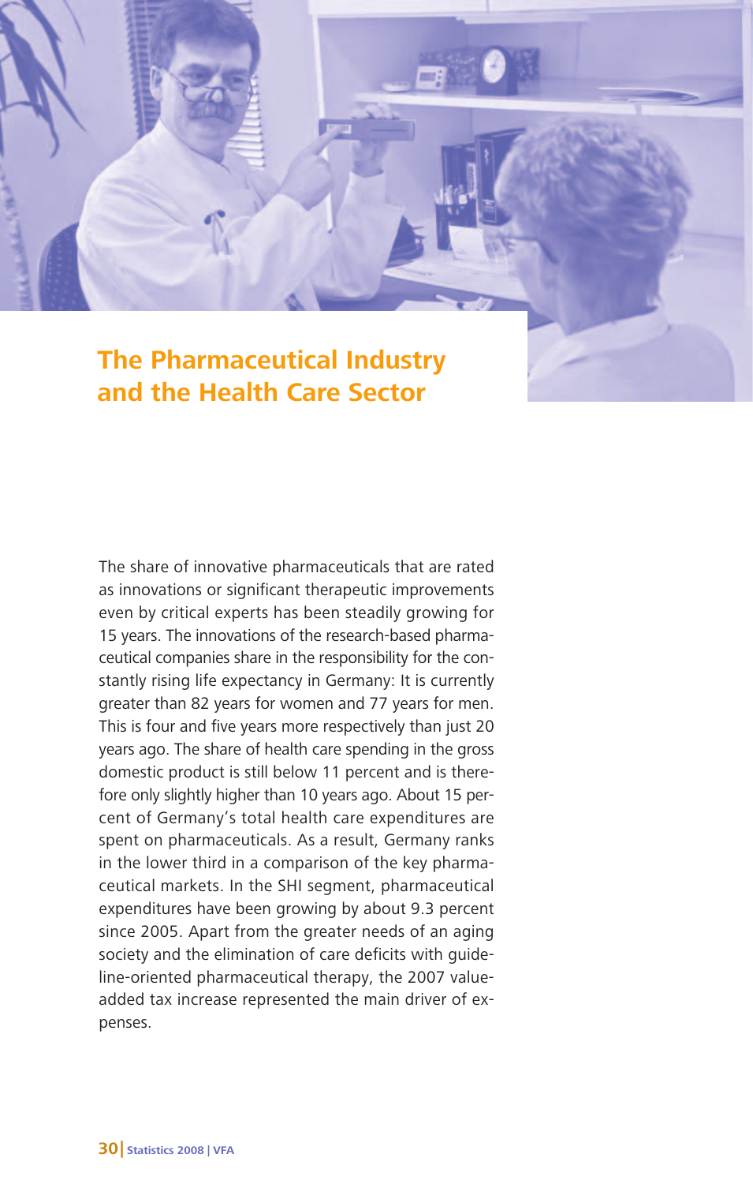# The Pharmaceutical Industry and the Health Care Sector

The share of innovative pharmaceuticals that are rated as innovations or significant therapeutic improvements even by critical experts has been steadily growing for 15 years. The innovations of the research-based pharmaceutical companies share in the responsibility for the constantly rising life expectancy in Germany: It is currently greater than 82 years for women and 77 years for men. This is four and five years more respectively than just 20 years ago. The share of health care spending in the gross domestic product is still below 11 percent and is therefore only slightly higher than 10 years ago. About 15 percent of Germany's total health care expenditures are spent on pharmaceuticals. As a result, Germany ranks in the lower third in a comparison of the key pharmaceutical markets. In the SHI segment, pharmaceutical expenditures have been growing by about 9.3 percent since 2005. Apart from the greater needs of an aging society and the elimination of care deficits with guideline-oriented pharmaceutical therapy, the 2007 value-added tax increase represented the main driver of expenses.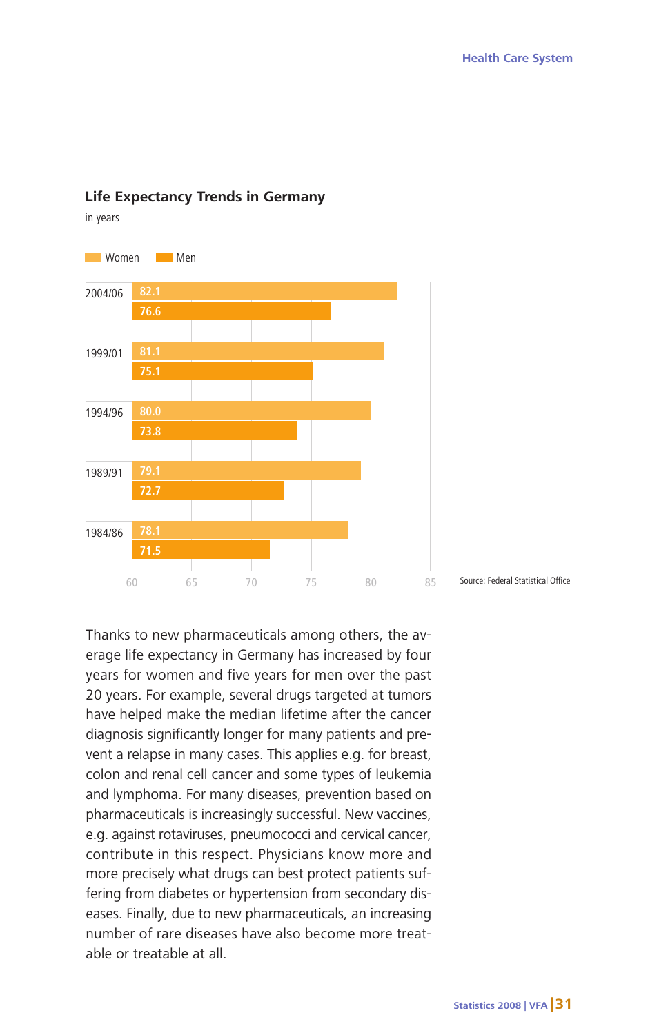### Life Expectancy Trends in Germany

in years

| | Women | Men |
|---|---|---|
| 2004/06 | 82.1 | 76.6 |
| 1999/01 | 81.1 | 75.1 |
| 1994/96 | 80.0 | 73.8 |
| 1989/91 | 79.1 | 72.7 |
| 1984/86 | 78.1 | 71.5 |

Source: Federal Statistical Office

Thanks to new pharmaceuticals among others, the average life expectancy in Germany has increased by four years for women and five years for men over the past 20 years. For example, several drugs targeted at tumors have helped make the median lifetime after the cancer diagnosis significantly longer for many patients and prevent a relapse in many cases. This applies e.g. for breast, colon and renal cell cancer and some types of leukemia and lymphoma. For many diseases, prevention based on pharmaceuticals is increasingly successful. New vaccines, e.g. against rotaviruses, pneumococci and cervical cancer, contribute in this respect. Physicians know more and more precisely what drugs can best protect patients suffering from diabetes or hypertension from secondary diseases. Finally, due to new pharmaceuticals, an increasing number of rare diseases have also become more treatable or treatable at all.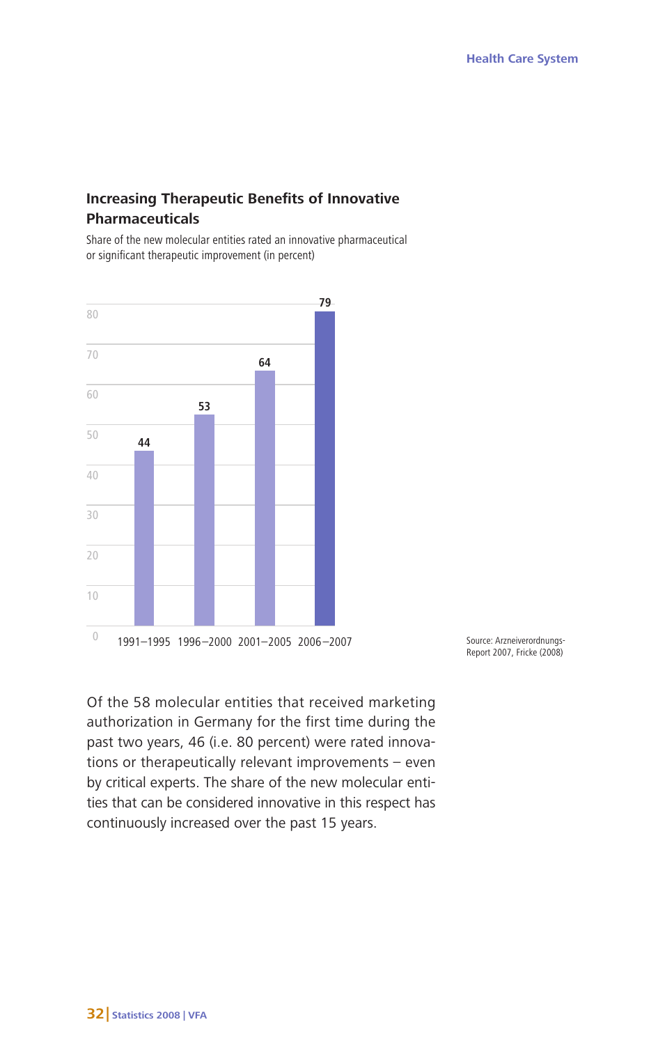## Increasing Therapeutic Benefits of Innovative Pharmaceuticals

Share of the new molecular entities rated an innovative pharmaceutical or significant therapeutic improvement (in percent)

| Period | Share (in percent) |
|---|---|
| 1991–1995 | 44 |
| 1996–2000 | 53 |
| 2001–2005 | 64 |
| 2006–2007 | 79 |

Source: Arzneiverordnungs-Report 2007, Fricke (2008)

Of the 58 molecular entities that received marketing authorization in Germany for the first time during the past two years, 46 (i.e. 80 percent) were rated innovations or therapeutically relevant improvements – even by critical experts. The share of the new molecular entities that can be considered innovative in this respect has continuously increased over the past 15 years.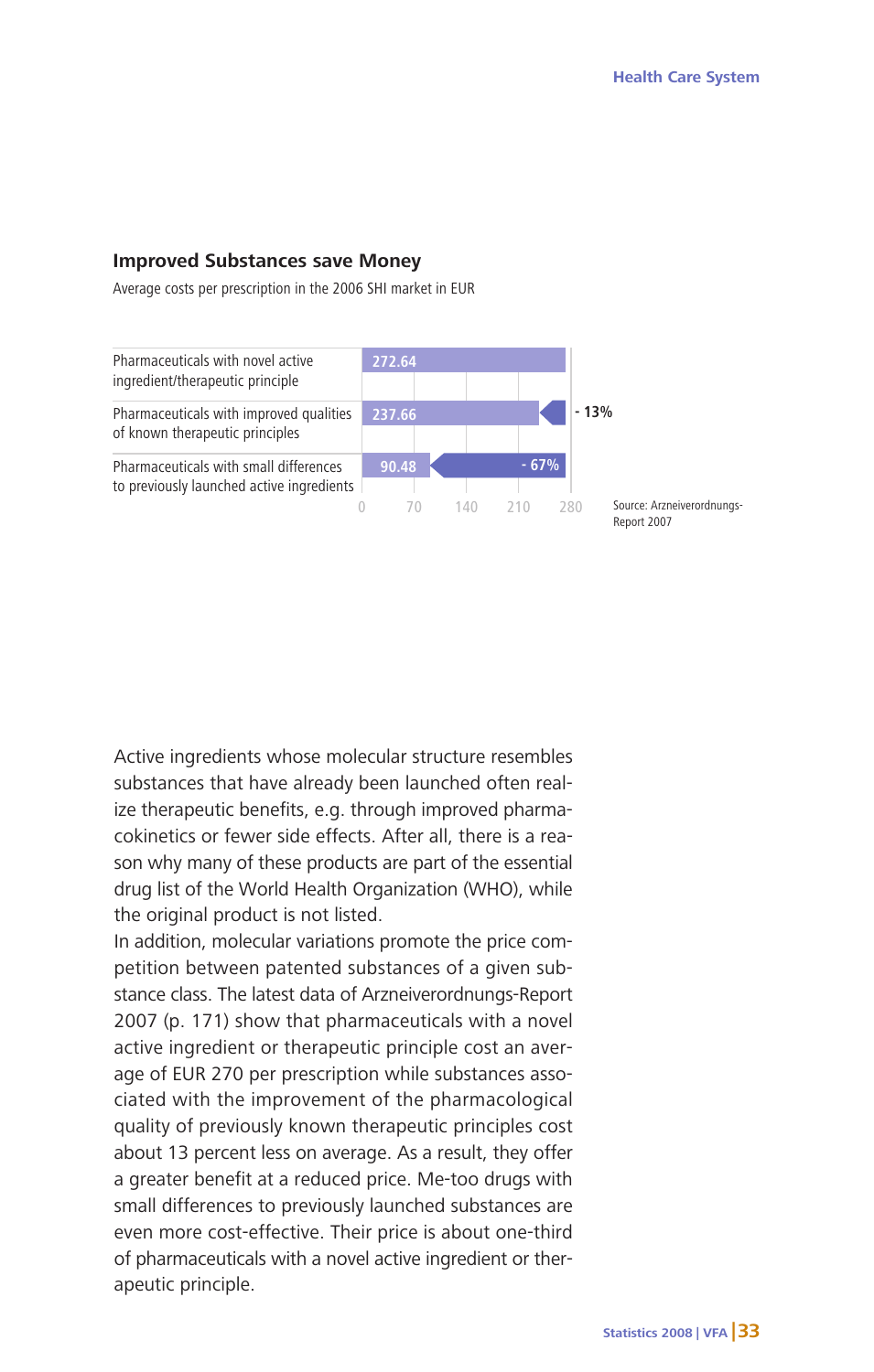## Improved Substances save Money

Average costs per prescription in the 2006 SHI market in EUR

| Category | EUR | Difference |
| --- | --- | --- |
| Pharmaceuticals with novel active ingredient/therapeutic principle | 272.64 | |
| Pharmaceuticals with improved qualities of known therapeutic principles | 237.66 | - 13% |
| Pharmaceuticals with small differences to previously launched active ingredients | 90.48 | - 67% |

Source: Arzneiverordnungs-Report 2007

Active ingredients whose molecular structure resembles substances that have already been launched often realize therapeutic benefits, e.g. through improved pharmacokinetics or fewer side effects. After all, there is a reason why many of these products are part of the essential drug list of the World Health Organization (WHO), while the original product is not listed.

In addition, molecular variations promote the price competition between patented substances of a given substance class. The latest data of Arzneiverordnungs-Report 2007 (p. 171) show that pharmaceuticals with a novel active ingredient or therapeutic principle cost an average of EUR 270 per prescription while substances associated with the improvement of the pharmacological quality of previously known therapeutic principles cost about 13 percent less on average. As a result, they offer a greater benefit at a reduced price. Me-too drugs with small differences to previously launched substances are even more cost-effective. Their price is about one-third of pharmaceuticals with a novel active ingredient or therapeutic principle.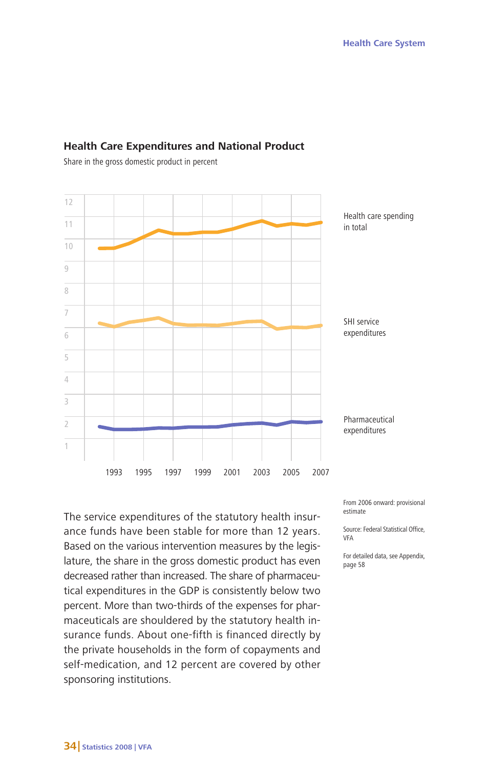## Health Care Expenditures and National Product

Share in the gross domestic product in percent

Health care spending in total

SHI service expenditures

Pharmaceutical expenditures

From 2006 onward: provisional estimate

Source: Federal Statistical Office, VFA

For detailed data, see Appendix, page 58

The service expenditures of the statutory health insurance funds have been stable for more than 12 years. Based on the various intervention measures by the legislature, the share in the gross domestic product has even decreased rather than increased. The share of pharmaceutical expenditures in the GDP is consistently below two percent. More than two-thirds of the expenses for pharmaceuticals are shouldered by the statutory health insurance funds. About one-fifth is financed directly by the private households in the form of copayments and self-medication, and 12 percent are covered by other sponsoring institutions.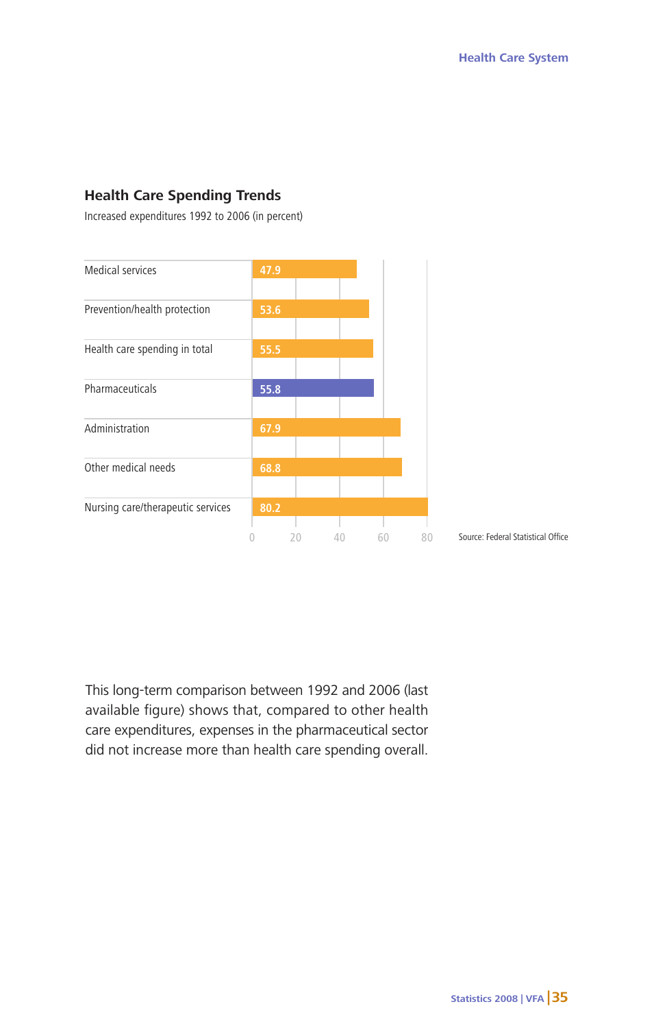## Health Care Spending Trends

Increased expenditures 1992 to 2006 (in percent)

| Category | Percent |
|---|---|
| Medical services | 47.9 |
| Prevention/health protection | 53.6 |
| Health care spending in total | 55.5 |
| Pharmaceuticals | 55.8 |
| Administration | 67.9 |
| Other medical needs | 68.8 |
| Nursing care/therapeutic services | 80.2 |

Source: Federal Statistical Office

This long-term comparison between 1992 and 2006 (last available figure) shows that, compared to other health care expenditures, expenses in the pharmaceutical sector did not increase more than health care spending overall.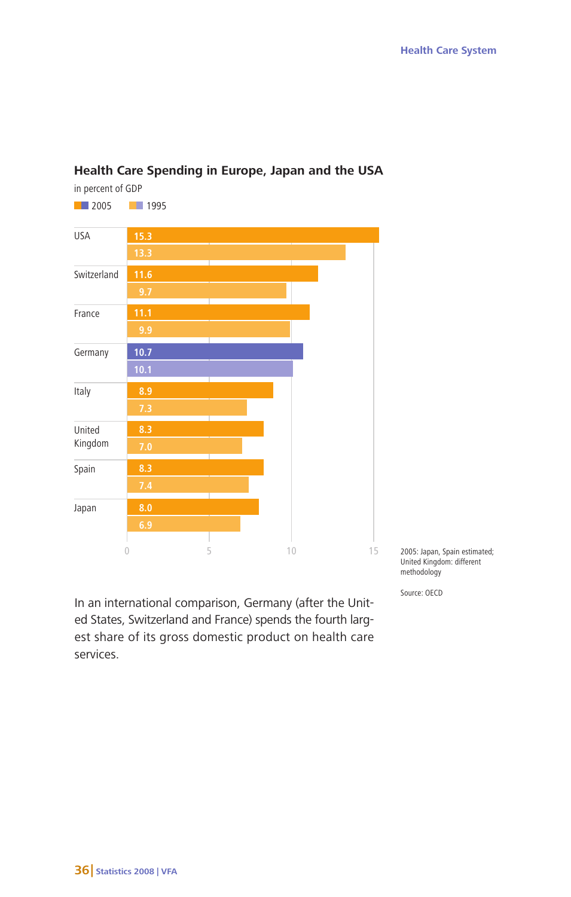## Health Care Spending in Europe, Japan and the USA

in percent of GDP

| Country | 2005 | 1995 |
|---|---|---|
| USA | 15.3 | 13.3 |
| Switzerland | 11.6 | 9.7 |
| France | 11.1 | 9.9 |
| Germany | 10.7 | 10.1 |
| Italy | 8.9 | 7.3 |
| United Kingdom | 8.3 | 7.0 |
| Spain | 8.3 | 7.4 |
| Japan | 8.0 | 6.9 |

2005: Japan, Spain estimated; United Kingdom: different methodology

Source: OECD

In an international comparison, Germany (after the United States, Switzerland and France) spends the fourth largest share of its gross domestic product on health care services.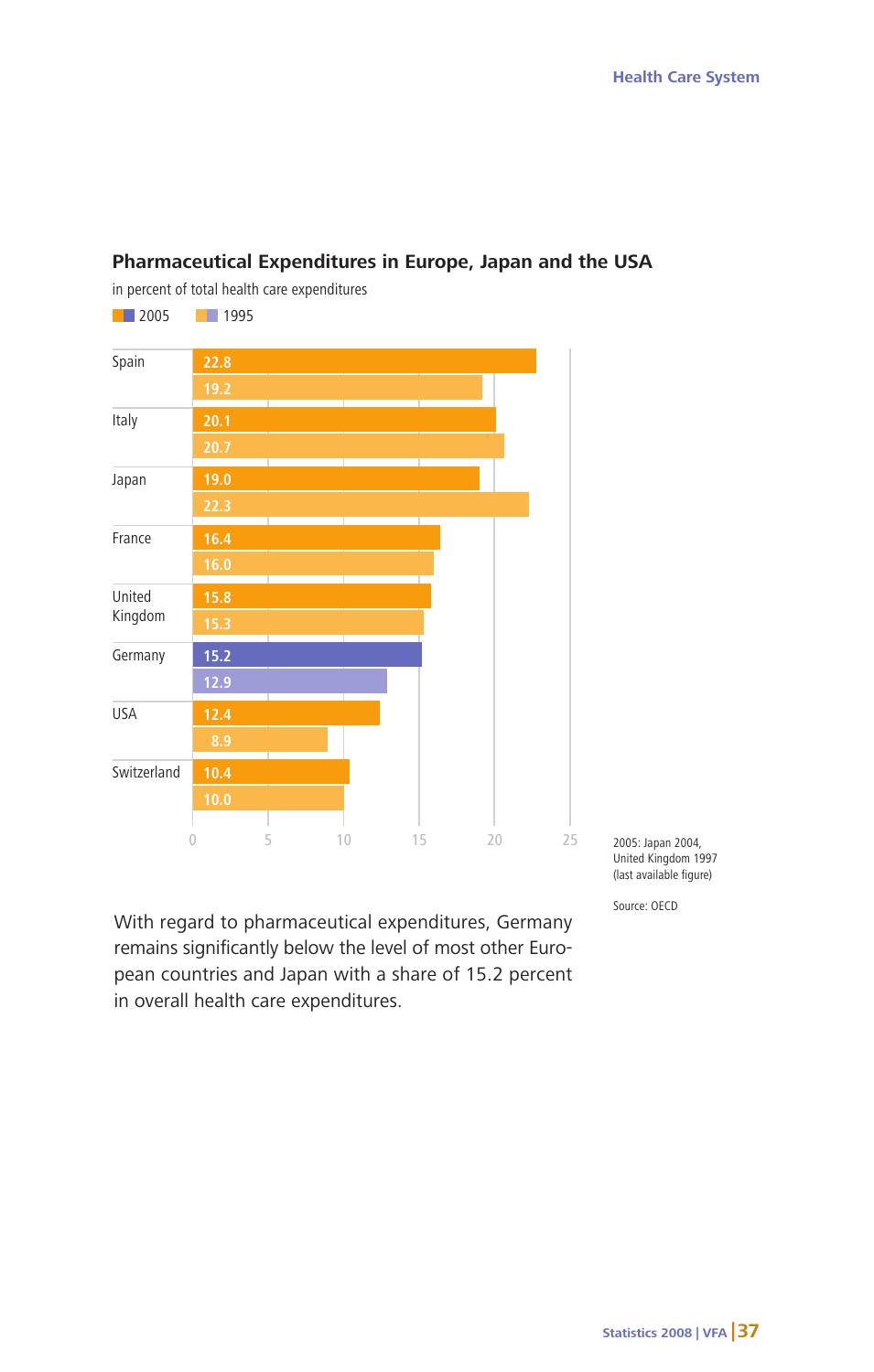## Pharmaceutical Expenditures in Europe, Japan and the USA

in percent of total health care expenditures

| Country | 2005 | 1995 |
|---|---|---|
| Spain | 22.8 | 19.2 |
| Italy | 20.1 | 20.7 |
| Japan | 19.0 | 22.3 |
| France | 16.4 | 16.0 |
| United Kingdom | 15.8 | 15.3 |
| Germany | 15.2 | 12.9 |
| USA | 12.4 | 8.9 |
| Switzerland | 10.4 | 10.0 |

2005: Japan 2004, United Kingdom 1997 (last available figure)

Source: OECD

With regard to pharmaceutical expenditures, Germany remains significantly below the level of most other European countries and Japan with a share of 15.2 percent in overall health care expenditures.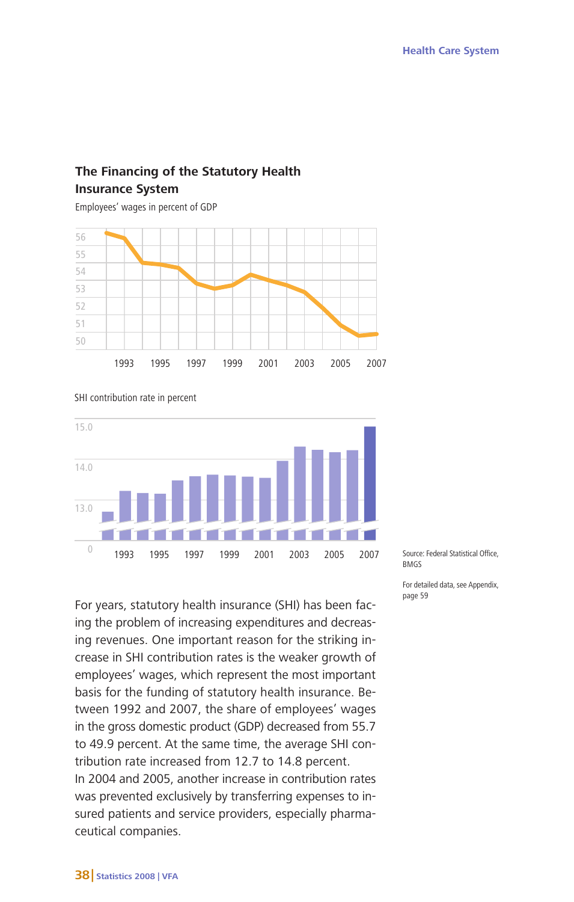## The Financing of the Statutory Health Insurance System

Employees' wages in percent of GDP

SHI contribution rate in percent

Source: Federal Statistical Office, BMGS

For detailed data, see Appendix, page 59

For years, statutory health insurance (SHI) has been facing the problem of increasing expenditures and decreasing revenues. One important reason for the striking increase in SHI contribution rates is the weaker growth of employees' wages, which represent the most important basis for the funding of statutory health insurance. Between 1992 and 2007, the share of employees' wages in the gross domestic product (GDP) decreased from 55.7 to 49.9 percent. At the same time, the average SHI contribution rate increased from 12.7 to 14.8 percent. In 2004 and 2005, another increase in contribution rates was prevented exclusively by transferring expenses to insured patients and service providers, especially pharmaceutical companies.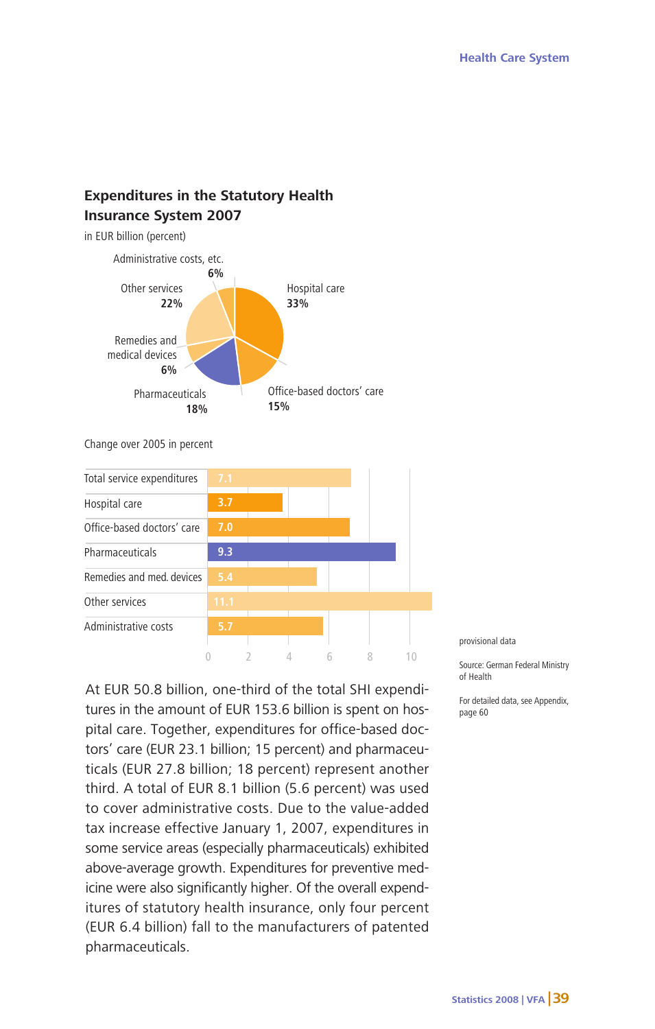## Expenditures in the Statutory Health Insurance System 2007

in EUR billion (percent)

| Category | Share |
|---|---|
| Hospital care | 33% |
| Office-based doctors' care | 15% |
| Pharmaceuticals | 18% |
| Remedies and medical devices | 6% |
| Other services | 22% |
| Administrative costs, etc. | 6% |

Change over 2005 in percent

| Category | Change |
|---|---|
| Total service expenditures | 7.1 |
| Hospital care | 3.7 |
| Office-based doctors' care | 7.0 |
| Pharmaceuticals | 9.3 |
| Remedies and med. devices | 5.4 |
| Other services | 11.1 |
| Administrative costs | 5.7 |

provisional data

Source: German Federal Ministry of Health

For detailed data, see Appendix, page 60

At EUR 50.8 billion, one-third of the total SHI expenditures in the amount of EUR 153.6 billion is spent on hospital care. Together, expenditures for office-based doctors' care (EUR 23.1 billion; 15 percent) and pharmaceuticals (EUR 27.8 billion; 18 percent) represent another third. A total of EUR 8.1 billion (5.6 percent) was used to cover administrative costs. Due to the value-added tax increase effective January 1, 2007, expenditures in some service areas (especially pharmaceuticals) exhibited above-average growth. Expenditures for preventive medicine were also significantly higher. Of the overall expenditures of statutory health insurance, only four percent (EUR 6.4 billion) fall to the manufacturers of patented pharmaceuticals.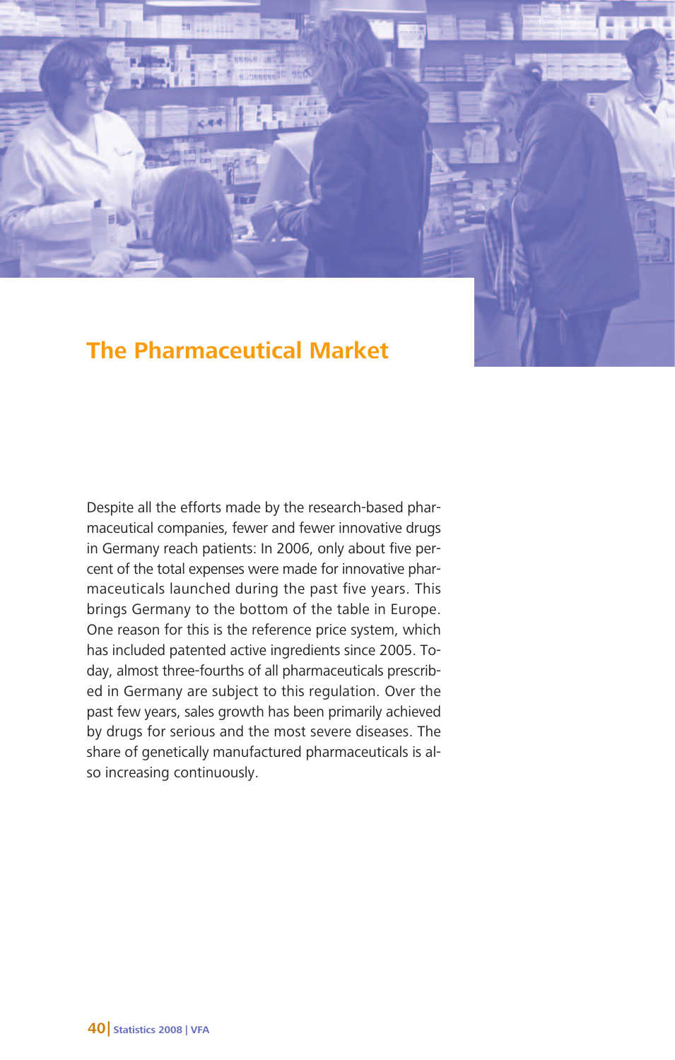# The Pharmaceutical Market

Despite all the efforts made by the research-based pharmaceutical companies, fewer and fewer innovative drugs in Germany reach patients: In 2006, only about five percent of the total expenses were made for innovative pharmaceuticals launched during the past five years. This brings Germany to the bottom of the table in Europe. One reason for this is the reference price system, which has included patented active ingredients since 2005. Today, almost three-fourths of all pharmaceuticals prescribed in Germany are subject to this regulation. Over the past few years, sales growth has been primarily achieved by drugs for serious and the most severe diseases. The share of genetically manufactured pharmaceuticals is also increasing continuously.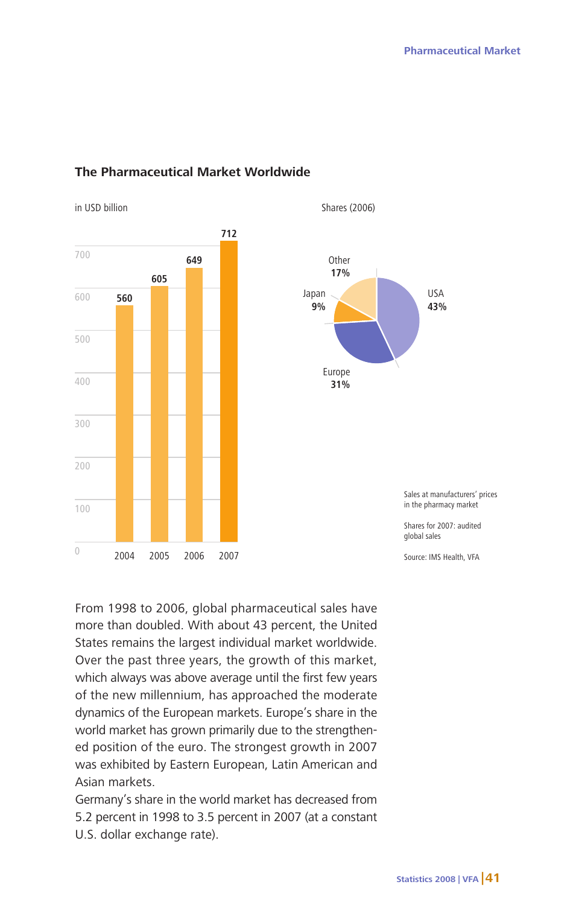## The Pharmaceutical Market Worldwide

in USD billion

| Year | Sales |
|---|---|
| 2004 | 560 |
| 2005 | 605 |
| 2006 | 649 |
| 2007 | 712 |

Shares (2006)

| Region | Share |
|---|---|
| USA | 43% |
| Europe | 31% |
| Japan | 9% |
| Other | 17% |

Sales at manufacturers' prices in the pharmacy market

Shares for 2007: audited global sales

Source: IMS Health, VFA

From 1998 to 2006, global pharmaceutical sales have more than doubled. With about 43 percent, the United States remains the largest individual market worldwide. Over the past three years, the growth of this market, which always was above average until the first few years of the new millennium, has approached the moderate dynamics of the European markets. Europe's share in the world market has grown primarily due to the strengthened position of the euro. The strongest growth in 2007 was exhibited by Eastern European, Latin American and Asian markets.

Germany's share in the world market has decreased from 5.2 percent in 1998 to 3.5 percent in 2007 (at a constant U.S. dollar exchange rate).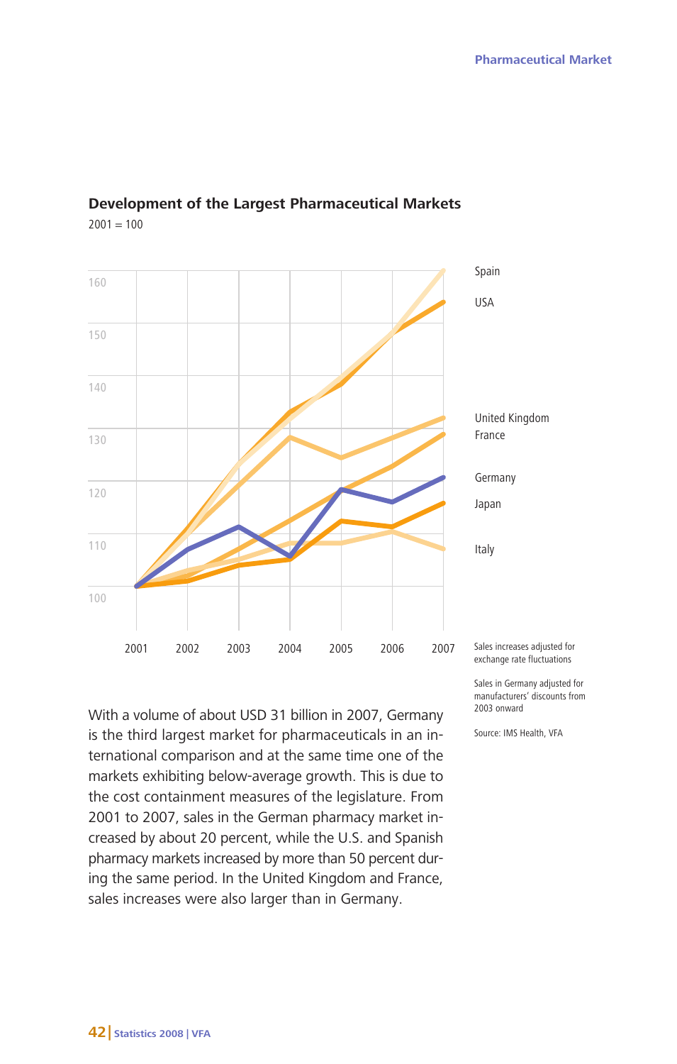## Development of the Largest Pharmaceutical Markets

2001 = 100

Spain

USA

United Kingdom

France

Germany

Japan

Italy

Sales increases adjusted for exchange rate fluctuations

Sales in Germany adjusted for manufacturers' discounts from 2003 onward

Source: IMS Health, VFA

With a volume of about USD 31 billion in 2007, Germany is the third largest market for pharmaceuticals in an international comparison and at the same time one of the markets exhibiting below-average growth. This is due to the cost containment measures of the legislature. From 2001 to 2007, sales in the German pharmacy market increased by about 20 percent, while the U.S. and Spanish pharmacy markets increased by more than 50 percent during the same period. In the United Kingdom and France, sales increases were also larger than in Germany.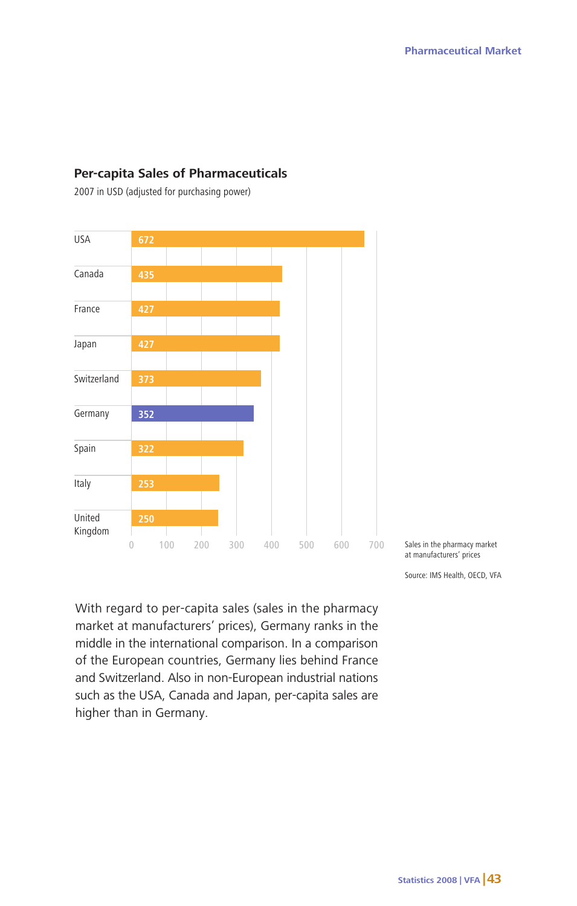## Per-capita Sales of Pharmaceuticals

2007 in USD (adjusted for purchasing power)

| Country | Sales |
|---|---|
| USA | 672 |
| Canada | 435 |
| France | 427 |
| Japan | 427 |
| Switzerland | 373 |
| Germany | 352 |
| Spain | 322 |
| Italy | 253 |
| United Kingdom | 250 |

Sales in the pharmacy market at manufacturers' prices

Source: IMS Health, OECD, VFA

With regard to per-capita sales (sales in the pharmacy market at manufacturers' prices), Germany ranks in the middle in the international comparison. In a comparison of the European countries, Germany lies behind France and Switzerland. Also in non-European industrial nations such as the USA, Canada and Japan, per-capita sales are higher than in Germany.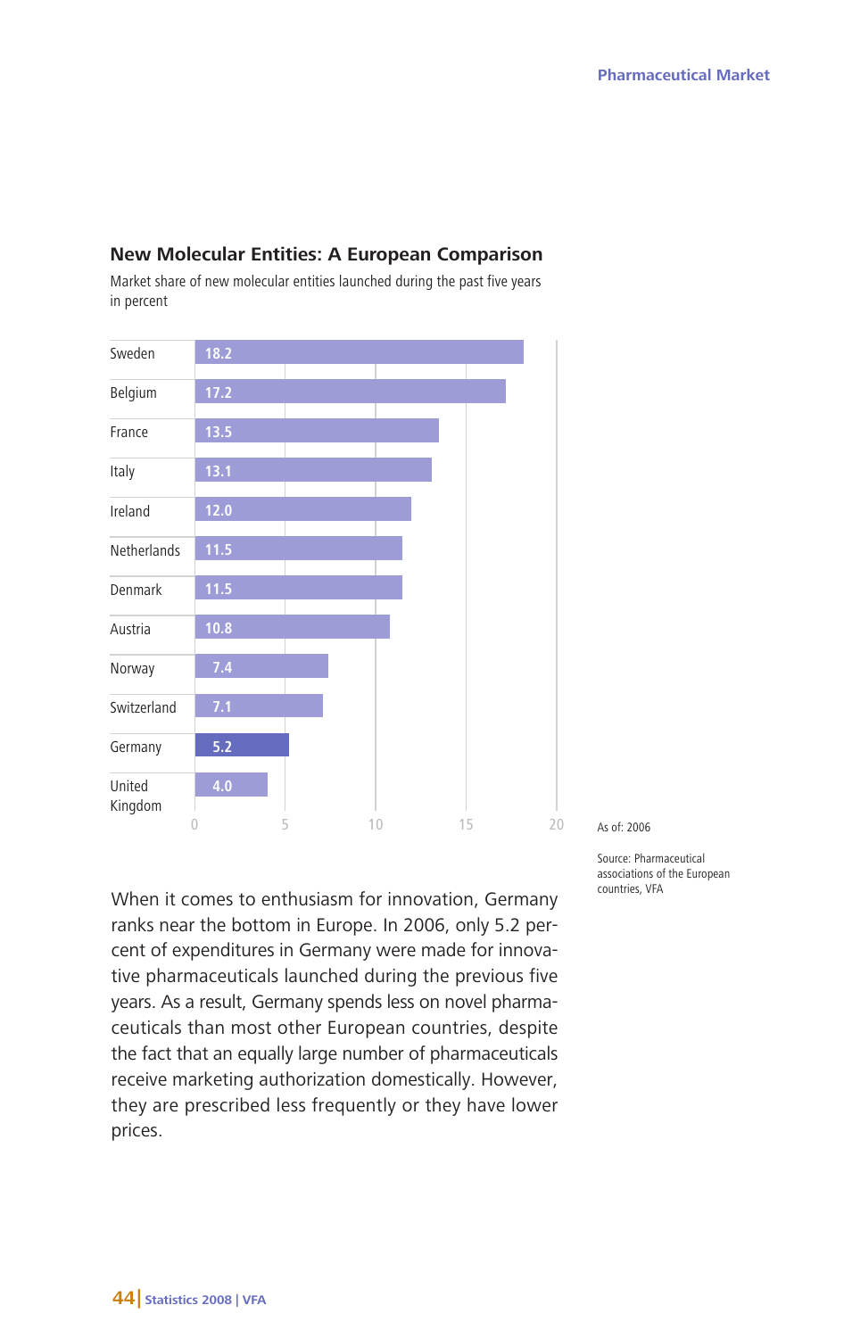## New Molecular Entities: A European Comparison

Market share of new molecular entities launched during the past five years in percent

| Country | Percent |
|---|---|
| Sweden | 18.2 |
| Belgium | 17.2 |
| France | 13.5 |
| Italy | 13.1 |
| Ireland | 12.0 |
| Netherlands | 11.5 |
| Denmark | 11.5 |
| Austria | 10.8 |
| Norway | 7.4 |
| Switzerland | 7.1 |
| Germany | 5.2 |
| United Kingdom | 4.0 |

As of: 2006

Source: Pharmaceutical associations of the European countries, VFA

When it comes to enthusiasm for innovation, Germany ranks near the bottom in Europe. In 2006, only 5.2 percent of expenditures in Germany were made for innovative pharmaceuticals launched during the previous five years. As a result, Germany spends less on novel pharmaceuticals than most other European countries, despite the fact that an equally large number of pharmaceuticals receive marketing authorization domestically. However, they are prescribed less frequently or they have lower prices.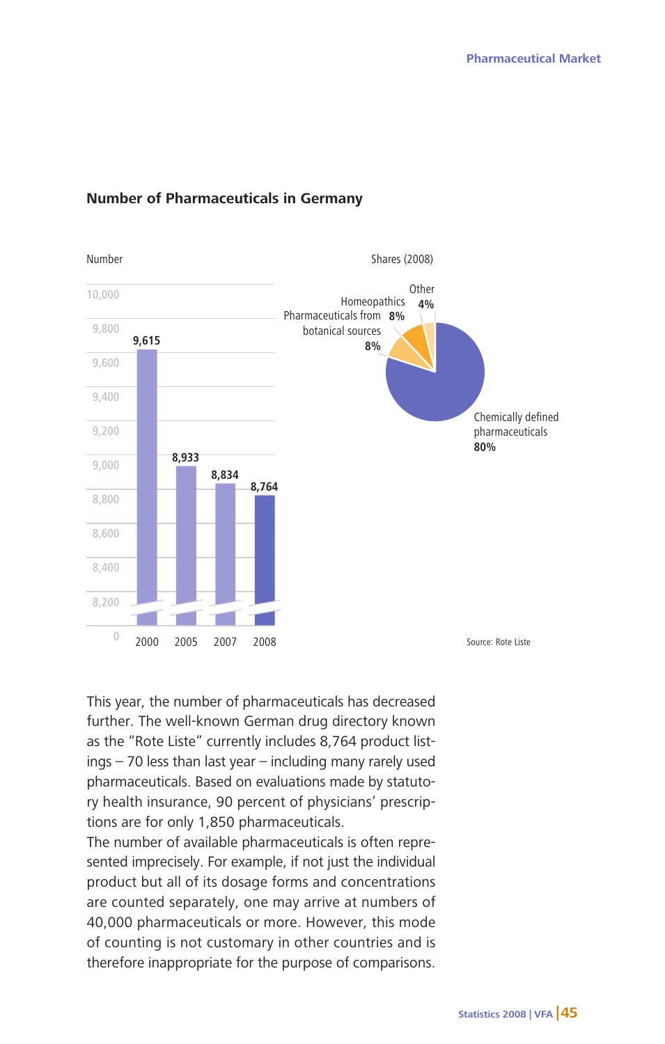## Number of Pharmaceuticals in Germany

Number

| Year | Number |
|---|---|
| 2000 | 9,615 |
| 2005 | 8,933 |
| 2007 | 8,834 |
| 2008 | 8,764 |

Shares (2008)

| Category | Share |
|---|---|
| Chemically defined pharmaceuticals | 80% |
| Pharmaceuticals from botanical sources | 8% |
| Homeopathics | 8% |
| Other | 4% |

Source: Rote Liste

This year, the number of pharmaceuticals has decreased further. The well-known German drug directory known as the "Rote Liste" currently includes 8,764 product listings – 70 less than last year – including many rarely used pharmaceuticals. Based on evaluations made by statutory health insurance, 90 percent of physicians' prescriptions are for only 1,850 pharmaceuticals.

The number of available pharmaceuticals is often represented imprecisely. For example, if not just the individual product but all of its dosage forms and concentrations are counted separately, one may arrive at numbers of 40,000 pharmaceuticals or more. However, this mode of counting is not customary in other countries and is therefore inappropriate for the purpose of comparisons.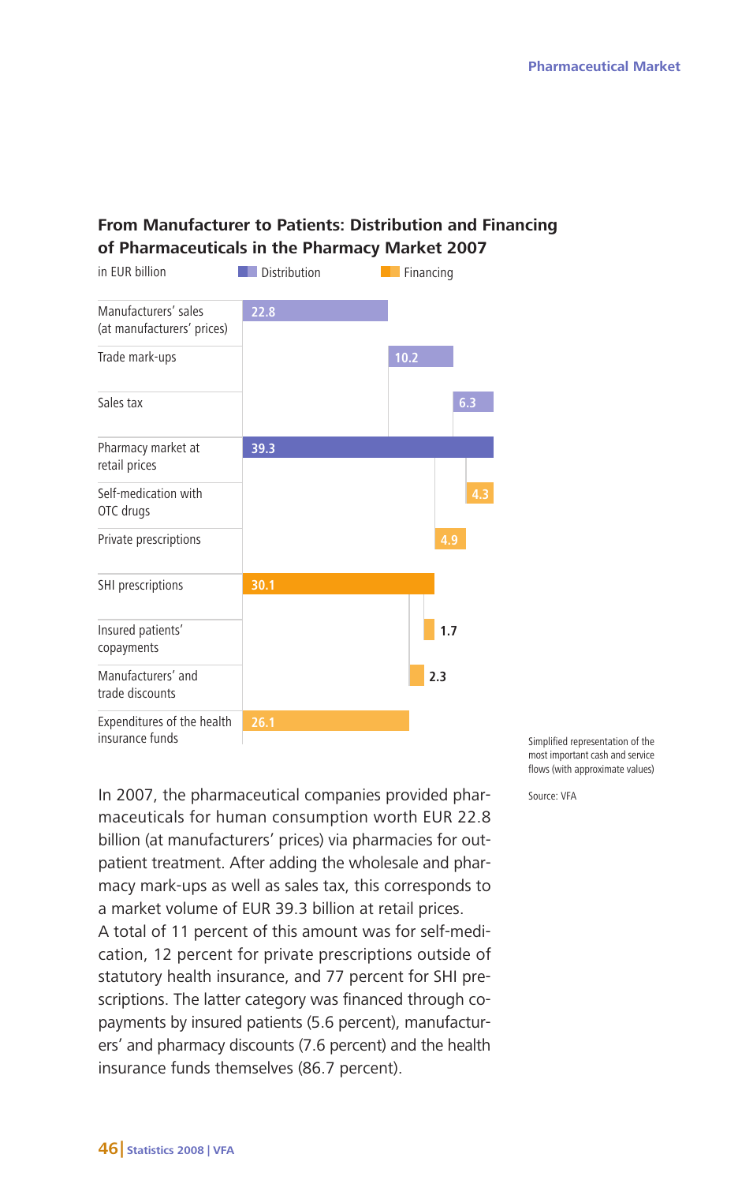## From Manufacturer to Patients: Distribution and Financing of Pharmaceuticals in the Pharmacy Market 2007

in EUR billion — Distribution / Financing

| | Type | EUR billion |
|---|---|---|
| Manufacturers' sales (at manufacturers' prices) | Distribution | 22.8 |
| Trade mark-ups | Distribution | 10.2 |
| Sales tax | Distribution | 6.3 |
| Pharmacy market at retail prices | Distribution | 39.3 |
| Self-medication with OTC drugs | Financing | 4.3 |
| Private prescriptions | Financing | 4.9 |
| SHI prescriptions | Financing | 30.1 |
| Insured patients' copayments | Financing | 1.7 |
| Manufacturers' and trade discounts | Financing | 2.3 |
| Expenditures of the health insurance funds | Financing | 26.1 |

Simplified representation of the most important cash and service flows (with approximate values)

Source: VFA

In 2007, the pharmaceutical companies provided pharmaceuticals for human consumption worth EUR 22.8 billion (at manufacturers' prices) via pharmacies for outpatient treatment. After adding the wholesale and pharmacy mark-ups as well as sales tax, this corresponds to a market volume of EUR 39.3 billion at retail prices.
A total of 11 percent of this amount was for self-medication, 12 percent for private prescriptions outside of statutory health insurance, and 77 percent for SHI prescriptions. The latter category was financed through copayments by insured patients (5.6 percent), manufacturers' and pharmacy discounts (7.6 percent) and the health insurance funds themselves (86.7 percent).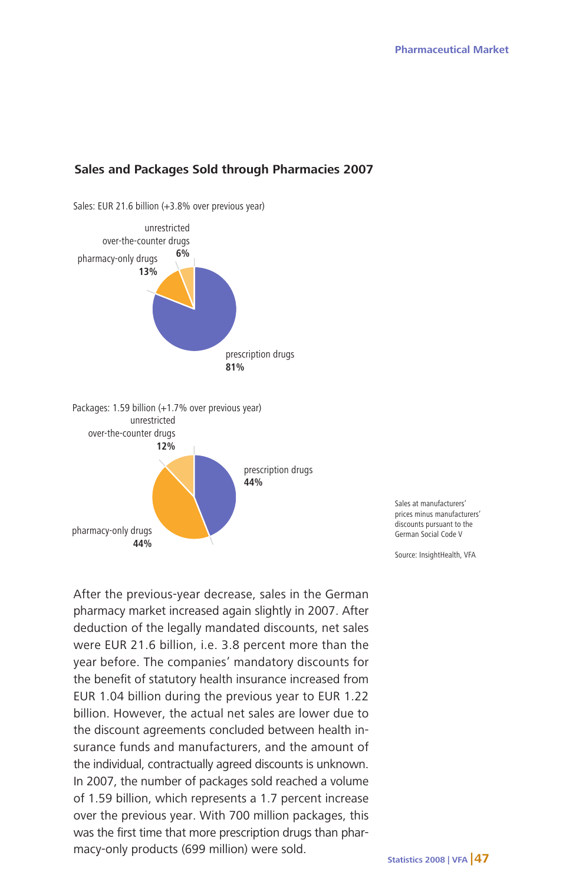## Sales and Packages Sold through Pharmacies 2007

Sales: EUR 21.6 billion (+3.8% over previous year)

unrestricted over-the-counter drugs **6%**

pharmacy-only drugs **13%**

prescription drugs **81%**

Packages: 1.59 billion (+1.7% over previous year)

unrestricted over-the-counter drugs **12%**

prescription drugs **44%**

pharmacy-only drugs **44%**

Sales at manufacturers' prices minus manufacturers' discounts pursuant to the German Social Code V

Source: InsightHealth, VFA

After the previous-year decrease, sales in the German pharmacy market increased again slightly in 2007. After deduction of the legally mandated discounts, net sales were EUR 21.6 billion, i.e. 3.8 percent more than the year before. The companies' mandatory discounts for the benefit of statutory health insurance increased from EUR 1.04 billion during the previous year to EUR 1.22 billion. However, the actual net sales are lower due to the discount agreements concluded between health insurance funds and manufacturers, and the amount of the individual, contractually agreed discounts is unknown. In 2007, the number of packages sold reached a volume of 1.59 billion, which represents a 1.7 percent increase over the previous year. With 700 million packages, this was the first time that more prescription drugs than pharmacy-only products (699 million) were sold.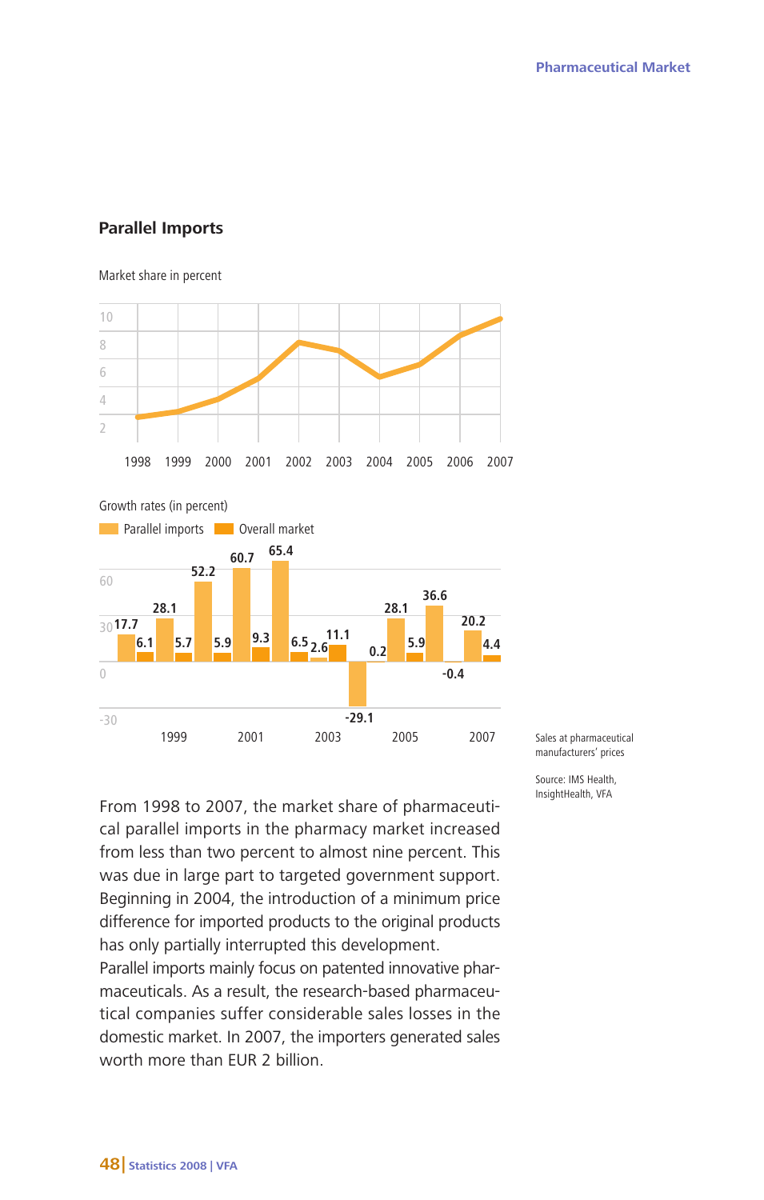## Parallel Imports

Market share in percent

Growth rates (in percent)

Parallel imports / Overall market

| Year | Parallel imports | Overall market |
|---|---|---|
| 1998 | 17.7 | 6.1 |
| 1999 | 28.1 | 5.7 |
| 2000 | 52.2 | 5.9 |
| 2001 | 60.7 | 9.3 |
| 2002 | 65.4 | 6.5 |
| 2003 | 2.6 | 11.1 |
| 2004 | -29.1 | 0.2 |
| 2005 | 28.1 | 5.9 |
| 2006 | 36.6 | -0.4 |
| 2007 | 20.2 | 4.4 |

Sales at pharmaceutical manufacturers' prices

Source: IMS Health, InsightHealth, VFA

From 1998 to 2007, the market share of pharmaceutical parallel imports in the pharmacy market increased from less than two percent to almost nine percent. This was due in large part to targeted government support. Beginning in 2004, the introduction of a minimum price difference for imported products to the original products has only partially interrupted this development.
Parallel imports mainly focus on patented innovative pharmaceuticals. As a result, the research-based pharmaceutical companies suffer considerable sales losses in the domestic market. In 2007, the importers generated sales worth more than EUR 2 billion.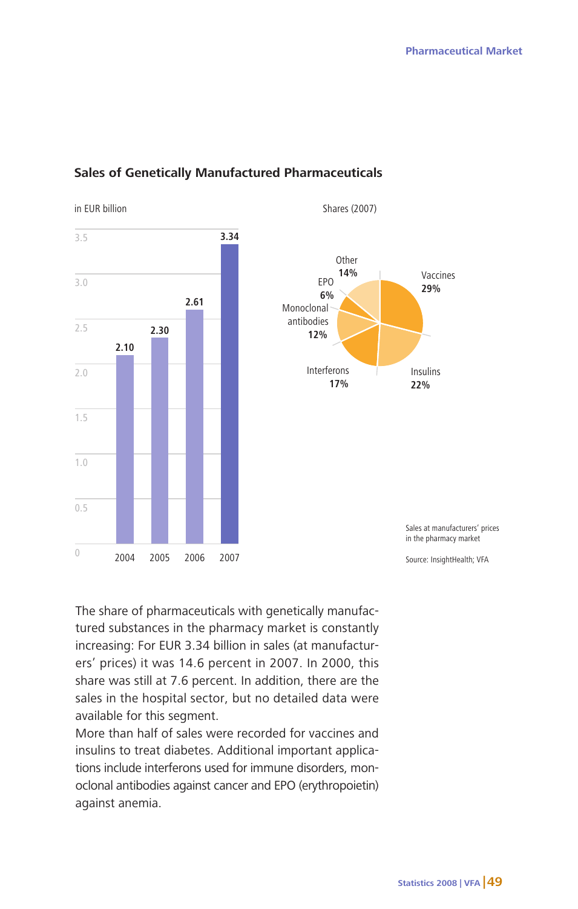## Sales of Genetically Manufactured Pharmaceuticals

in EUR billion

| Year | Sales |
|---|---|
| 2004 | 2.10 |
| 2005 | 2.30 |
| 2006 | 2.61 |
| 2007 | 3.34 |

Shares (2007)

| Segment | Share |
|---|---|
| Vaccines | 29% |
| Insulins | 22% |
| Interferons | 17% |
| Monoclonal antibodies | 12% |
| EPO | 6% |
| Other | 14% |

Sales at manufacturers' prices in the pharmacy market

Source: InsightHealth; VFA

The share of pharmaceuticals with genetically manufactured substances in the pharmacy market is constantly increasing: For EUR 3.34 billion in sales (at manufacturers' prices) it was 14.6 percent in 2007. In 2000, this share was still at 7.6 percent. In addition, there are the sales in the hospital sector, but no detailed data were available for this segment.

More than half of sales were recorded for vaccines and insulins to treat diabetes. Additional important applications include interferons used for immune disorders, monoclonal antibodies against cancer and EPO (erythropoietin) against anemia.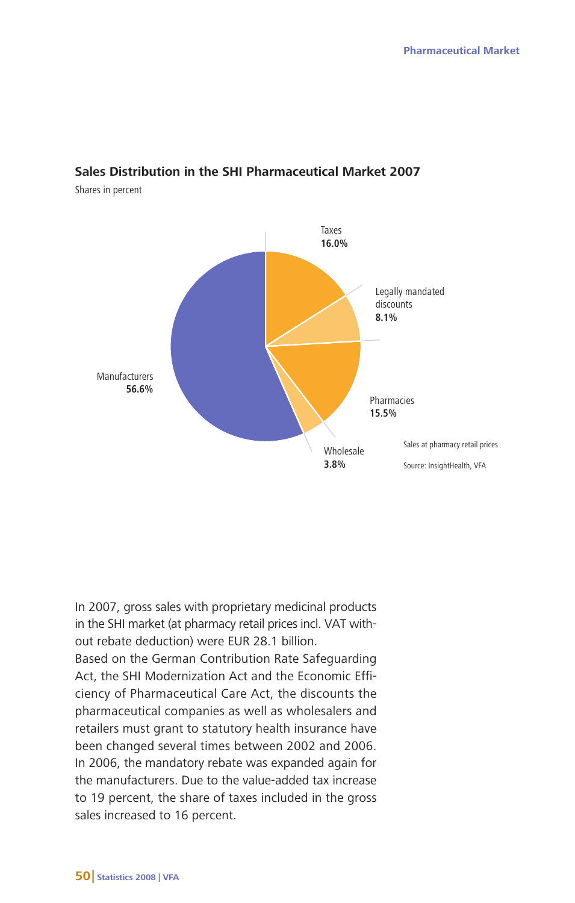## Sales Distribution in the SHI Pharmaceutical Market 2007

Shares in percent

| Category | Share |
|---|---|
| Taxes | 16.0% |
| Legally mandated discounts | 8.1% |
| Pharmacies | 15.5% |
| Wholesale | 3.8% |
| Manufacturers | 56.6% |

Sales at pharmacy retail prices

Source: InsightHealth, VFA

In 2007, gross sales with proprietary medicinal products in the SHI market (at pharmacy retail prices incl. VAT without rebate deduction) were EUR 28.1 billion.
Based on the German Contribution Rate Safeguarding Act, the SHI Modernization Act and the Economic Efficiency of Pharmaceutical Care Act, the discounts the pharmaceutical companies as well as wholesalers and retailers must grant to statutory health insurance have been changed several times between 2002 and 2006. In 2006, the mandatory rebate was expanded again for the manufacturers. Due to the value-added tax increase to 19 percent, the share of taxes included in the gross sales increased to 16 percent.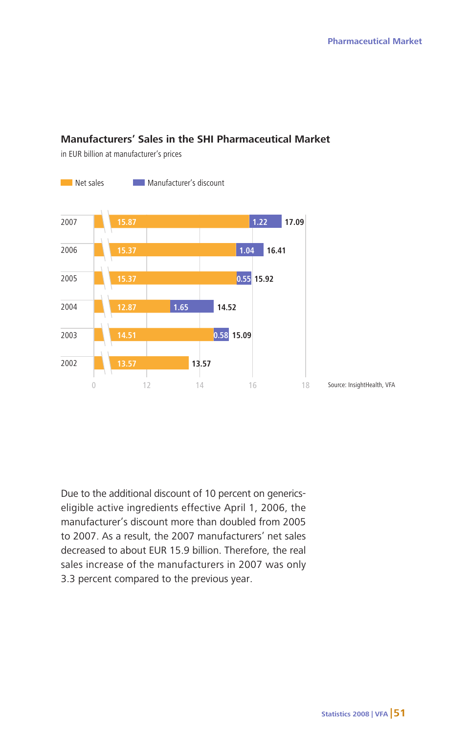## Manufacturers' Sales in the SHI Pharmaceutical Market

in EUR billion at manufacturer's prices

| Year | Net sales | Manufacturer's discount | Total |
|---|---|---|---|
| 2007 | 15.87 | 1.22 | 17.09 |
| 2006 | 15.37 | 1.04 | 16.41 |
| 2005 | 15.37 | 0.55 | 15.92 |
| 2004 | 12.87 | 1.65 | 14.52 |
| 2003 | 14.51 | 0.58 | 15.09 |
| 2002 | 13.57 | | 13.57 |

Source: InsightHealth, VFA

Due to the additional discount of 10 percent on generics-eligible active ingredients effective April 1, 2006, the manufacturer's discount more than doubled from 2005 to 2007. As a result, the 2007 manufacturers' net sales decreased to about EUR 15.9 billion. Therefore, the real sales increase of the manufacturers in 2007 was only 3.3 percent compared to the previous year.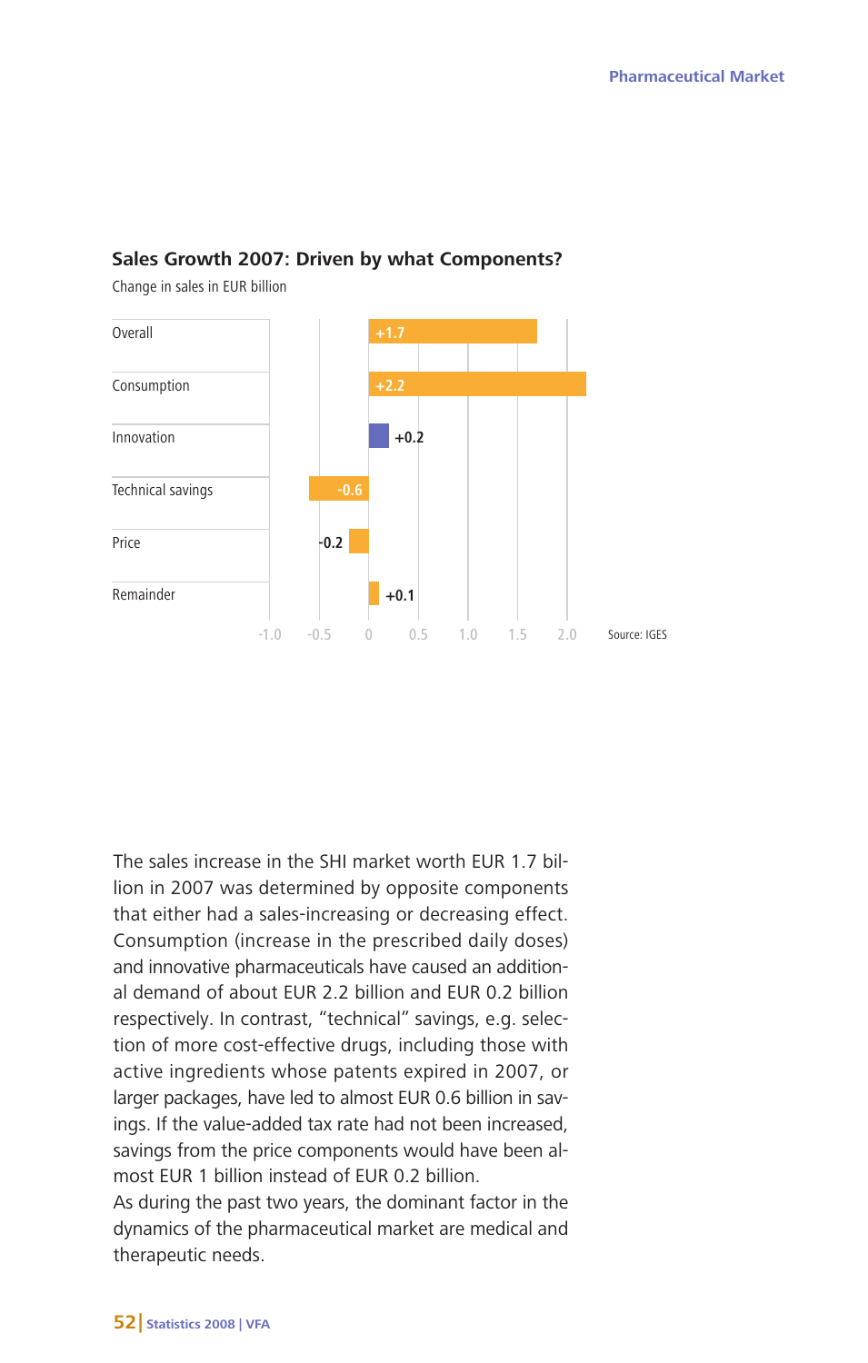## Sales Growth 2007: Driven by what Components?

Change in sales in EUR billion

| Component | Change |
|---|---|
| Overall | +1.7 |
| Consumption | +2.2 |
| Innovation | +0.2 |
| Technical savings | -0.6 |
| Price | -0.2 |
| Remainder | +0.1 |

Source: IGES

The sales increase in the SHI market worth EUR 1.7 billion in 2007 was determined by opposite components that either had a sales-increasing or decreasing effect. Consumption (increase in the prescribed daily doses) and innovative pharmaceuticals have caused an additional demand of about EUR 2.2 billion and EUR 0.2 billion respectively. In contrast, "technical" savings, e.g. selection of more cost-effective drugs, including those with active ingredients whose patents expired in 2007, or larger packages, have led to almost EUR 0.6 billion in savings. If the value-added tax rate had not been increased, savings from the price components would have been almost EUR 1 billion instead of EUR 0.2 billion.

As during the past two years, the dominant factor in the dynamics of the pharmaceutical market are medical and therapeutic needs.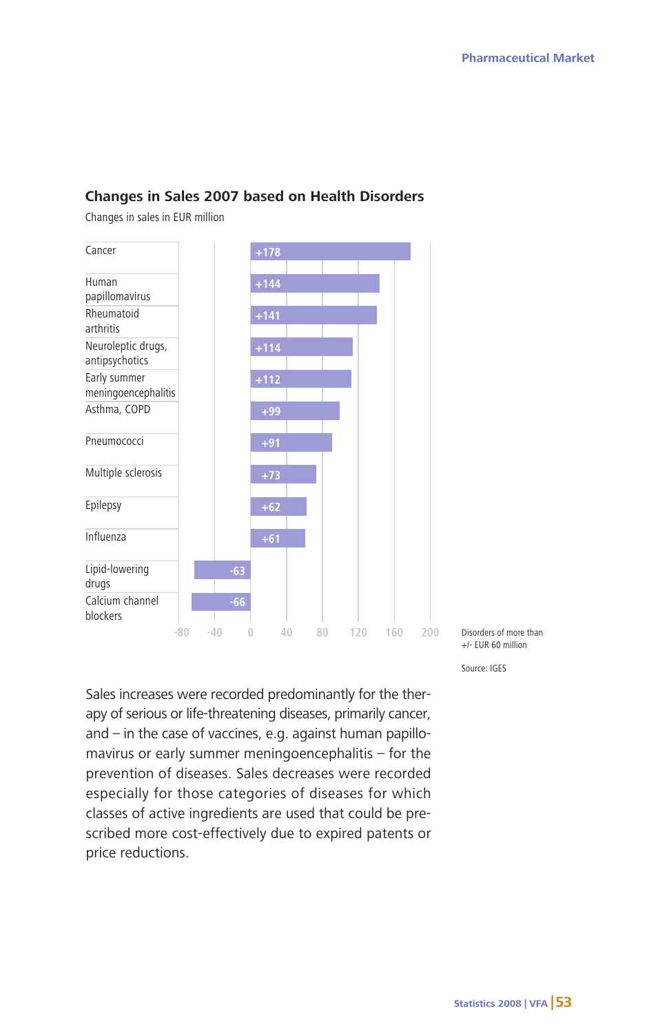## Changes in Sales 2007 based on Health Disorders

Changes in sales in EUR million

| Health disorder | Change in sales (EUR million) |
|---|---|
| Cancer | +178 |
| Human papillomavirus | +144 |
| Rheumatoid arthritis | +141 |
| Neuroleptic drugs, antipsychotics | +114 |
| Early summer meningoencephalitis | +112 |
| Asthma, COPD | +99 |
| Pneumococci | +91 |
| Multiple sclerosis | +73 |
| Epilepsy | +62 |
| Influenza | +61 |
| Lipid-lowering drugs | -63 |
| Calcium channel blockers | -66 |

Disorders of more than +/- EUR 60 million

Source: IGES

Sales increases were recorded predominantly for the therapy of serious or life-threatening diseases, primarily cancer, and – in the case of vaccines, e.g. against human papillomavirus or early summer meningoencephalitis – for the prevention of diseases. Sales decreases were recorded especially for those categories of diseases for which classes of active ingredients are used that could be prescribed more cost-effectively due to expired patents or price reductions.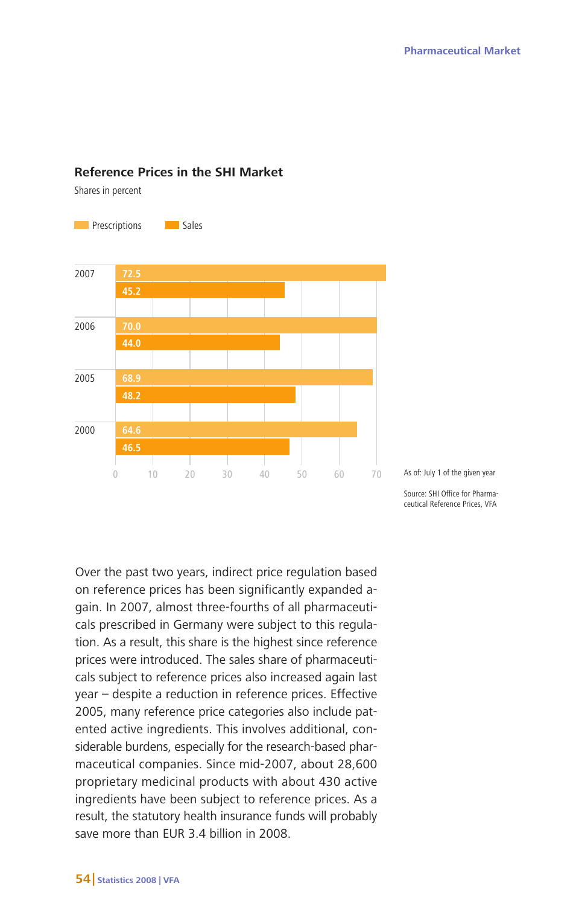## Reference Prices in the SHI Market

Shares in percent

| Year | Prescriptions | Sales |
|---|---|---|
| 2007 | 72.5 | 45.2 |
| 2006 | 70.0 | 44.0 |
| 2005 | 68.9 | 48.2 |
| 2000 | 64.6 | 46.5 |

As of: July 1 of the given year

Source: SHI Office for Pharmaceutical Reference Prices, VFA

Over the past two years, indirect price regulation based on reference prices has been significantly expanded again. In 2007, almost three-fourths of all pharmaceuticals prescribed in Germany were subject to this regulation. As a result, this share is the highest since reference prices were introduced. The sales share of pharmaceuticals subject to reference prices also increased again last year – despite a reduction in reference prices. Effective 2005, many reference price categories also include patented active ingredients. This involves additional, considerable burdens, especially for the research-based pharmaceutical companies. Since mid-2007, about 28,600 proprietary medicinal products with about 430 active ingredients have been subject to reference prices. As a result, the statutory health insurance funds will probably save more than EUR 3.4 billion in 2008.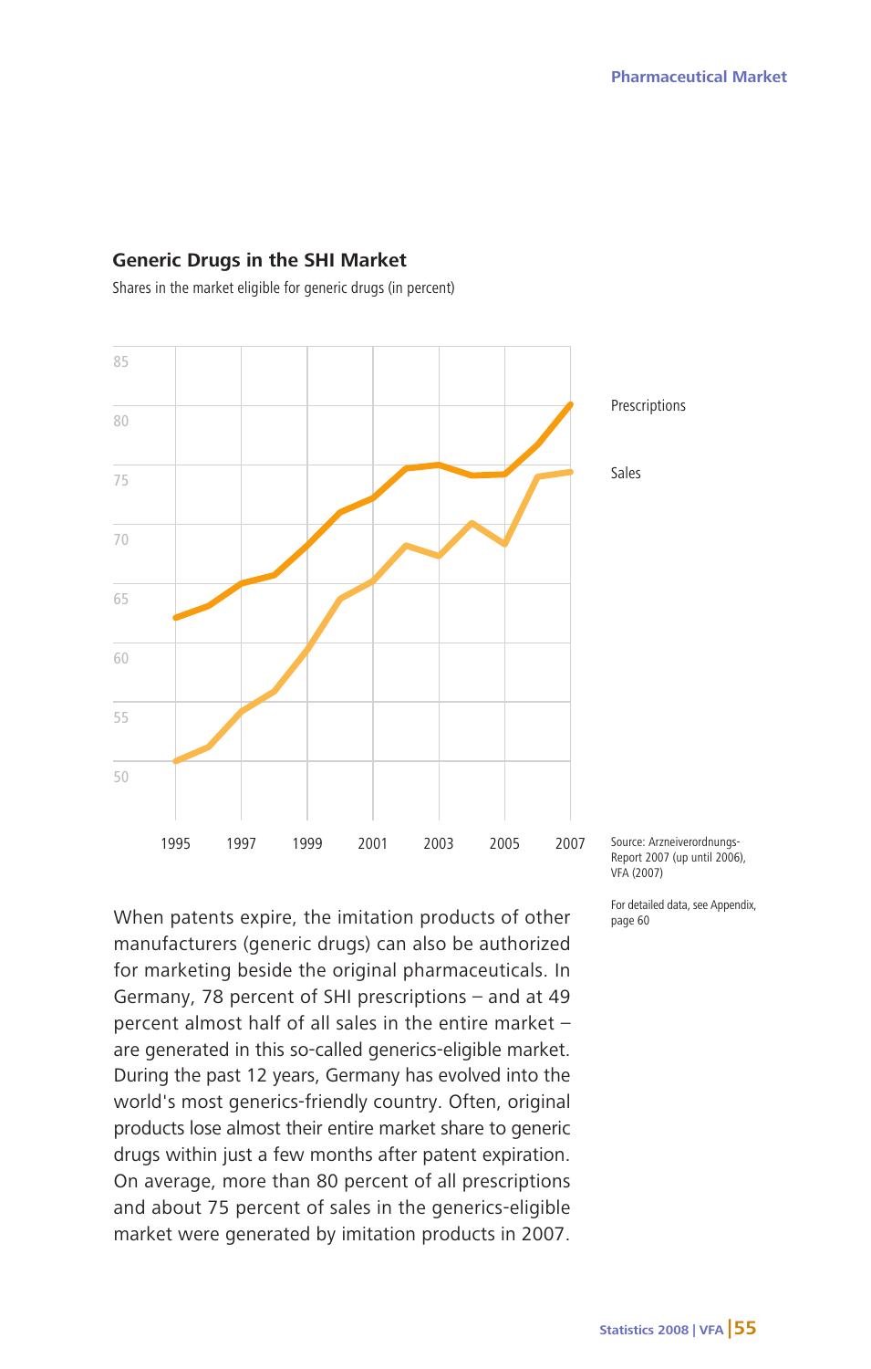## Generic Drugs in the SHI Market

Shares in the market eligible for generic drugs (in percent)

Prescriptions

Sales

Source: Arzneiverordnungs-Report 2007 (up until 2006), VFA (2007)

For detailed data, see Appendix, page 60

When patents expire, the imitation products of other manufacturers (generic drugs) can also be authorized for marketing beside the original pharmaceuticals. In Germany, 78 percent of SHI prescriptions – and at 49 percent almost half of all sales in the entire market – are generated in this so-called generics-eligible market. During the past 12 years, Germany has evolved into the world's most generics-friendly country. Often, original products lose almost their entire market share to generic drugs within just a few months after patent expiration. On average, more than 80 percent of all prescriptions and about 75 percent of sales in the generics-eligible market were generated by imitation products in 2007.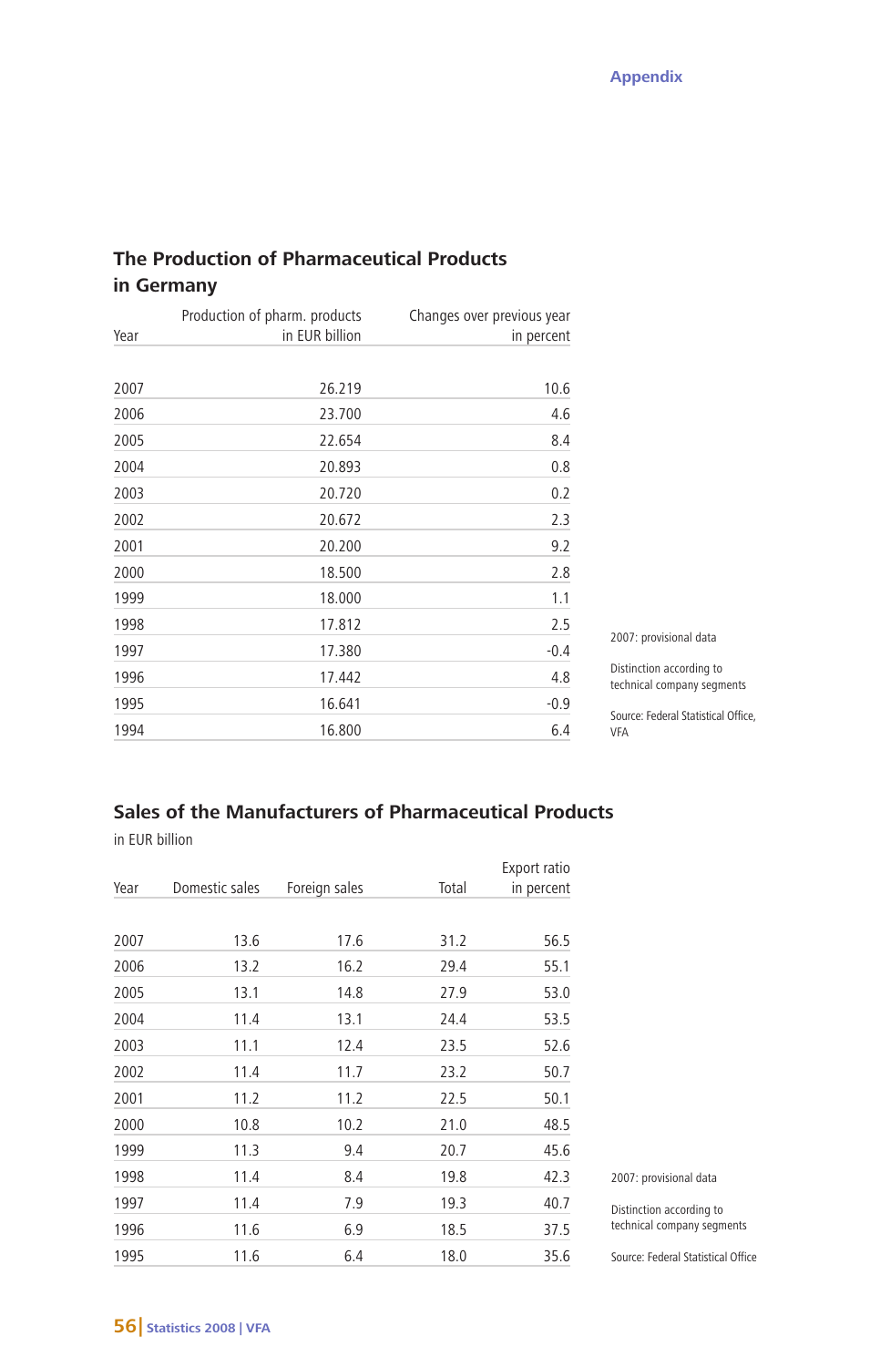## The Production of Pharmaceutical Products in Germany

| Year | Production of pharm. products in EUR billion | Changes over previous year in percent |
|---|---|---|
| 2007 | 26.219 | 10.6 |
| 2006 | 23.700 | 4.6 |
| 2005 | 22.654 | 8.4 |
| 2004 | 20.893 | 0.8 |
| 2003 | 20.720 | 0.2 |
| 2002 | 20.672 | 2.3 |
| 2001 | 20.200 | 9.2 |
| 2000 | 18.500 | 2.8 |
| 1999 | 18.000 | 1.1 |
| 1998 | 17.812 | 2.5 |
| 1997 | 17.380 | -0.4 |
| 1996 | 17.442 | 4.8 |
| 1995 | 16.641 | -0.9 |
| 1994 | 16.800 | 6.4 |

2007: provisional data

Distinction according to technical company segments

Source: Federal Statistical Office, VFA

## Sales of the Manufacturers of Pharmaceutical Products

in EUR billion

| Year | Domestic sales | Foreign sales | Total | Export ratio in percent |
|---|---|---|---|---|
| 2007 | 13.6 | 17.6 | 31.2 | 56.5 |
| 2006 | 13.2 | 16.2 | 29.4 | 55.1 |
| 2005 | 13.1 | 14.8 | 27.9 | 53.0 |
| 2004 | 11.4 | 13.1 | 24.4 | 53.5 |
| 2003 | 11.1 | 12.4 | 23.5 | 52.6 |
| 2002 | 11.4 | 11.7 | 23.2 | 50.7 |
| 2001 | 11.2 | 11.2 | 22.5 | 50.1 |
| 2000 | 10.8 | 10.2 | 21.0 | 48.5 |
| 1999 | 11.3 | 9.4 | 20.7 | 45.6 |
| 1998 | 11.4 | 8.4 | 19.8 | 42.3 |
| 1997 | 11.4 | 7.9 | 19.3 | 40.7 |
| 1996 | 11.6 | 6.9 | 18.5 | 37.5 |
| 1995 | 11.6 | 6.4 | 18.0 | 35.6 |

2007: provisional data

Distinction according to technical company segments

Source: Federal Statistical Office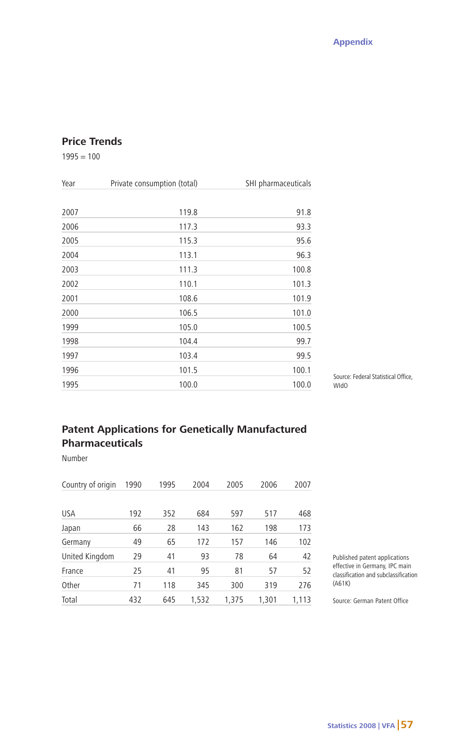## Price Trends

1995 = 100

| Year | Private consumption (total) | SHI pharmaceuticals |
|---|---|---|
| 2007 | 119.8 | 91.8 |
| 2006 | 117.3 | 93.3 |
| 2005 | 115.3 | 95.6 |
| 2004 | 113.1 | 96.3 |
| 2003 | 111.3 | 100.8 |
| 2002 | 110.1 | 101.3 |
| 2001 | 108.6 | 101.9 |
| 2000 | 106.5 | 101.0 |
| 1999 | 105.0 | 100.5 |
| 1998 | 104.4 | 99.7 |
| 1997 | 103.4 | 99.5 |
| 1996 | 101.5 | 100.1 |
| 1995 | 100.0 | 100.0 |

Source: Federal Statistical Office, WIdO

## Patent Applications for Genetically Manufactured Pharmaceuticals

Number

| Country of origin | 1990 | 1995 | 2004 | 2005 | 2006 | 2007 |
|---|---|---|---|---|---|---|
| USA | 192 | 352 | 684 | 597 | 517 | 468 |
| Japan | 66 | 28 | 143 | 162 | 198 | 173 |
| Germany | 49 | 65 | 172 | 157 | 146 | 102 |
| United Kingdom | 29 | 41 | 93 | 78 | 64 | 42 |
| France | 25 | 41 | 95 | 81 | 57 | 52 |
| Other | 71 | 118 | 345 | 300 | 319 | 276 |
| Total | 432 | 645 | 1,532 | 1,375 | 1,301 | 1,113 |

Published patent applications effective in Germany, IPC main classification and subclassification (A61K)

Source: German Patent Office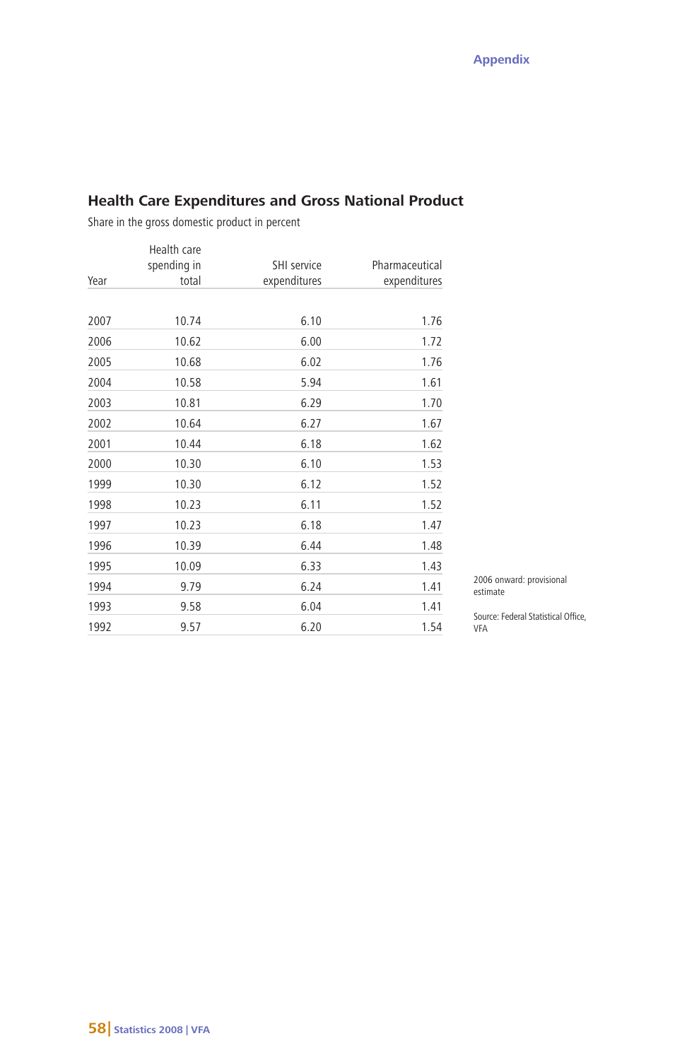## Health Care Expenditures and Gross National Product

Share in the gross domestic product in percent

| Year | Health care spending in total | SHI service expenditures | Pharmaceutical expenditures |
|---|---|---|---|
| 2007 | 10.74 | 6.10 | 1.76 |
| 2006 | 10.62 | 6.00 | 1.72 |
| 2005 | 10.68 | 6.02 | 1.76 |
| 2004 | 10.58 | 5.94 | 1.61 |
| 2003 | 10.81 | 6.29 | 1.70 |
| 2002 | 10.64 | 6.27 | 1.67 |
| 2001 | 10.44 | 6.18 | 1.62 |
| 2000 | 10.30 | 6.10 | 1.53 |
| 1999 | 10.30 | 6.12 | 1.52 |
| 1998 | 10.23 | 6.11 | 1.52 |
| 1997 | 10.23 | 6.18 | 1.47 |
| 1996 | 10.39 | 6.44 | 1.48 |
| 1995 | 10.09 | 6.33 | 1.43 |
| 1994 | 9.79 | 6.24 | 1.41 |
| 1993 | 9.58 | 6.04 | 1.41 |
| 1992 | 9.57 | 6.20 | 1.54 |

2006 onward: provisional estimate

Source: Federal Statistical Office, VFA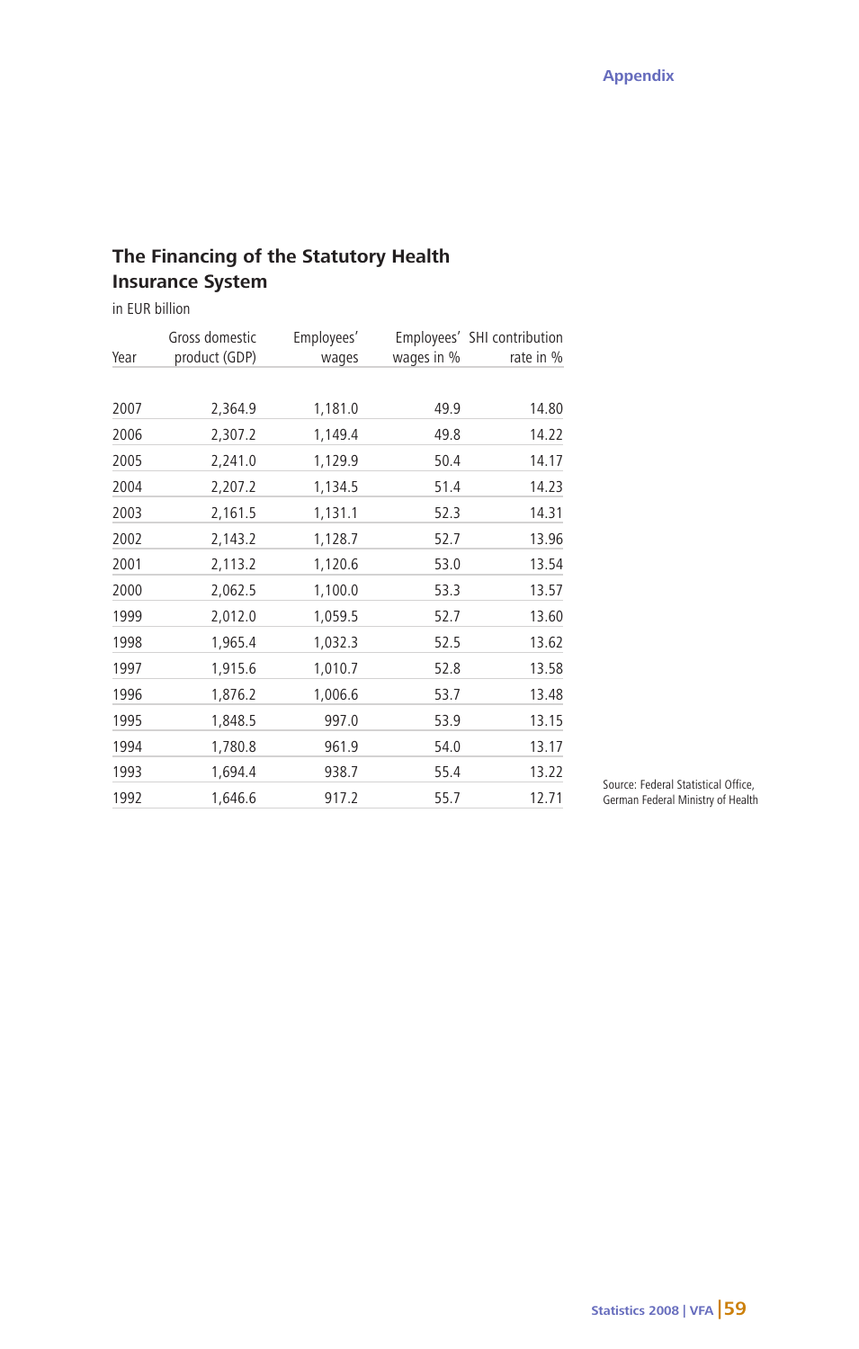## The Financing of the Statutory Health Insurance System

in EUR billion

| Year | Gross domestic product (GDP) | Employees' wages | Employees' wages in % | SHI contribution rate in % |
|---|---|---|---|---|
| 2007 | 2,364.9 | 1,181.0 | 49.9 | 14.80 |
| 2006 | 2,307.2 | 1,149.4 | 49.8 | 14.22 |
| 2005 | 2,241.0 | 1,129.9 | 50.4 | 14.17 |
| 2004 | 2,207.2 | 1,134.5 | 51.4 | 14.23 |
| 2003 | 2,161.5 | 1,131.1 | 52.3 | 14.31 |
| 2002 | 2,143.2 | 1,128.7 | 52.7 | 13.96 |
| 2001 | 2,113.2 | 1,120.6 | 53.0 | 13.54 |
| 2000 | 2,062.5 | 1,100.0 | 53.3 | 13.57 |
| 1999 | 2,012.0 | 1,059.5 | 52.7 | 13.60 |
| 1998 | 1,965.4 | 1,032.3 | 52.5 | 13.62 |
| 1997 | 1,915.6 | 1,010.7 | 52.8 | 13.58 |
| 1996 | 1,876.2 | 1,006.6 | 53.7 | 13.48 |
| 1995 | 1,848.5 | 997.0 | 53.9 | 13.15 |
| 1994 | 1,780.8 | 961.9 | 54.0 | 13.17 |
| 1993 | 1,694.4 | 938.7 | 55.4 | 13.22 |
| 1992 | 1,646.6 | 917.2 | 55.7 | 12.71 |

Source: Federal Statistical Office, German Federal Ministry of Health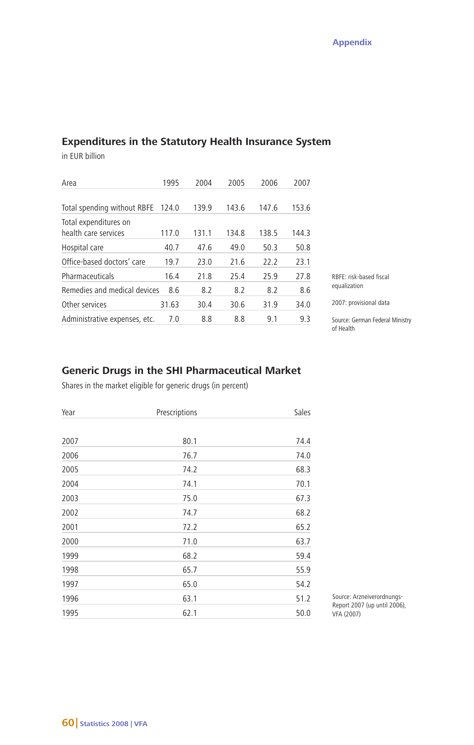## Expenditures in the Statutory Health Insurance System

in EUR billion

| Area | 1995 | 2004 | 2005 | 2006 | 2007 |
|---|---|---|---|---|---|
| Total spending without RBFE | 124.0 | 139.9 | 143.6 | 147.6 | 153.6 |
| Total expenditures on health care services | 117.0 | 131.1 | 134.8 | 138.5 | 144.3 |
| Hospital care | 40.7 | 47.6 | 49.0 | 50.3 | 50.8 |
| Office-based doctors' care | 19.7 | 23.0 | 21.6 | 22.2 | 23.1 |
| Pharmaceuticals | 16.4 | 21.8 | 25.4 | 25.9 | 27.8 |
| Remedies and medical devices | 8.6 | 8.2 | 8.2 | 8.2 | 8.6 |
| Other services | 31.63 | 30.4 | 30.6 | 31.9 | 34.0 |
| Administrative expenses, etc. | 7.0 | 8.8 | 8.8 | 9.1 | 9.3 |

RBFE: risk-based fiscal equalization

2007: provisional data

Source: German Federal Ministry of Health

## Generic Drugs in the SHI Pharmaceutical Market

Shares in the market eligible for generic drugs (in percent)

| Year | Prescriptions | Sales |
|---|---|---|
| 2007 | 80.1 | 74.4 |
| 2006 | 76.7 | 74.0 |
| 2005 | 74.2 | 68.3 |
| 2004 | 74.1 | 70.1 |
| 2003 | 75.0 | 67.3 |
| 2002 | 74.7 | 68.2 |
| 2001 | 72.2 | 65.2 |
| 2000 | 71.0 | 63.7 |
| 1999 | 68.2 | 59.4 |
| 1998 | 65.7 | 55.9 |
| 1997 | 65.0 | 54.2 |
| 1996 | 63.1 | 51.2 |
| 1995 | 62.1 | 50.0 |

Source: Arzneiverordnungs-Report 2007 (up until 2006), VFA (2007)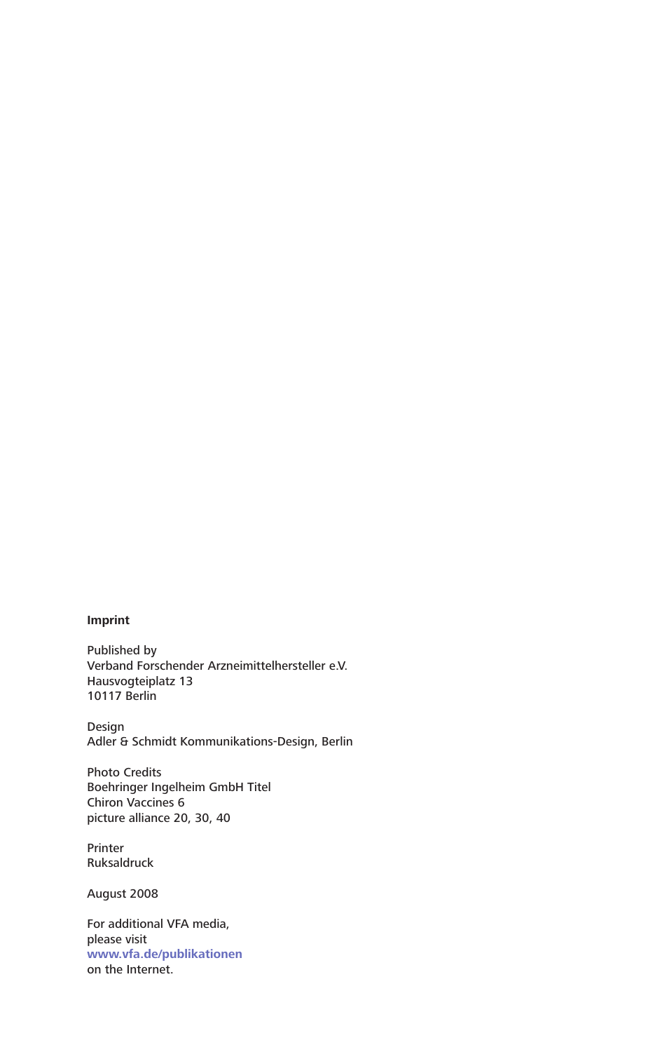**Imprint**

Published by
Verband Forschender Arzneimittelhersteller e.V.
Hausvogteiplatz 13
10117 Berlin

Design
Adler & Schmidt Kommunikations-Design, Berlin

Photo Credits
Boehringer Ingelheim GmbH Titel
Chiron Vaccines 6
picture alliance 20, 30, 40

Printer
Ruksaldruck

August 2008

For additional VFA media,
please visit
**www.vfa.de/publikationen**
on the Internet.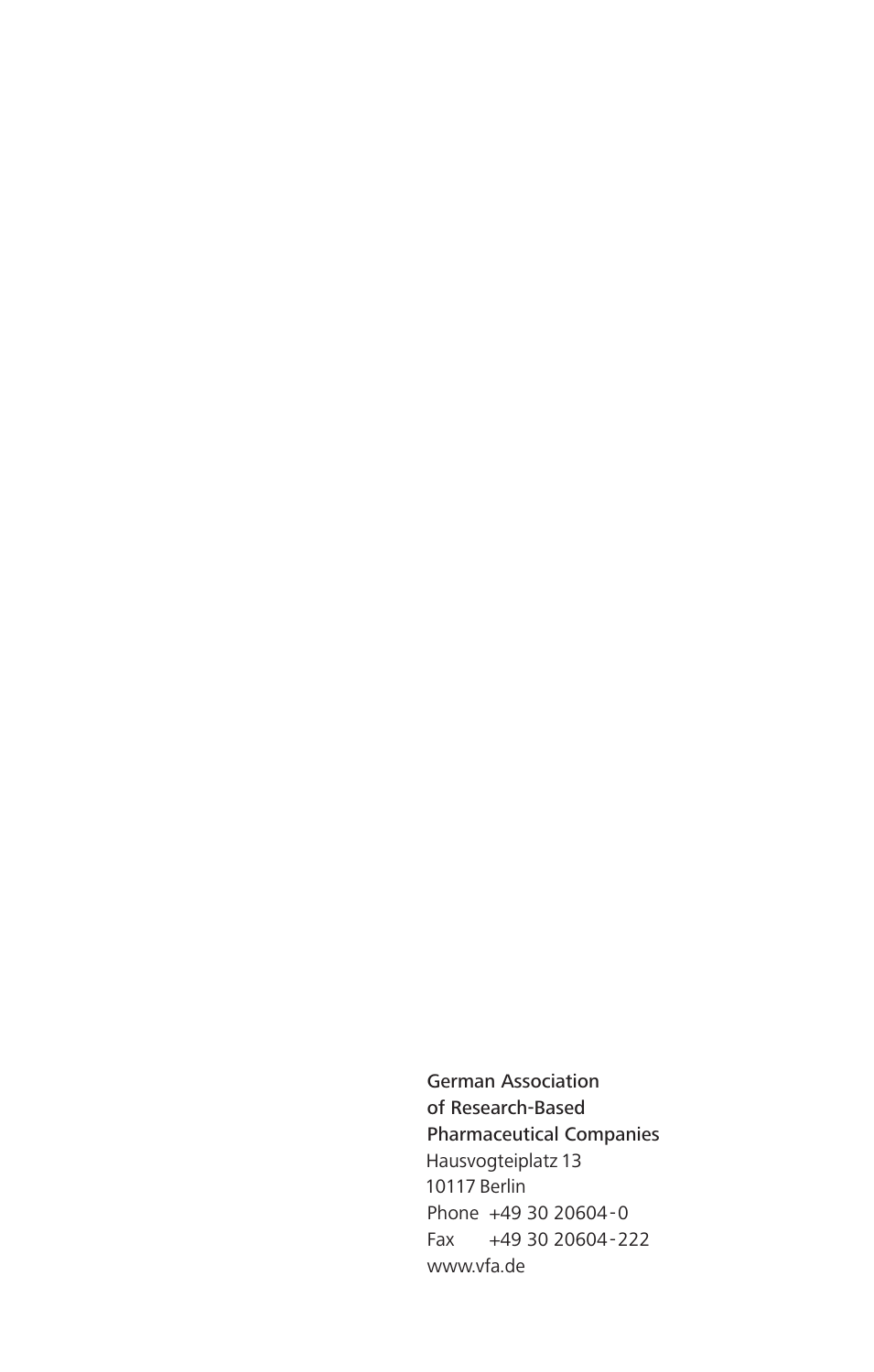German Association
of Research-Based
Pharmaceutical Companies
Hausvogteiplatz 13
10117 Berlin
Phone +49 30 20604-0
Fax +49 30 20604-222
www.vfa.de